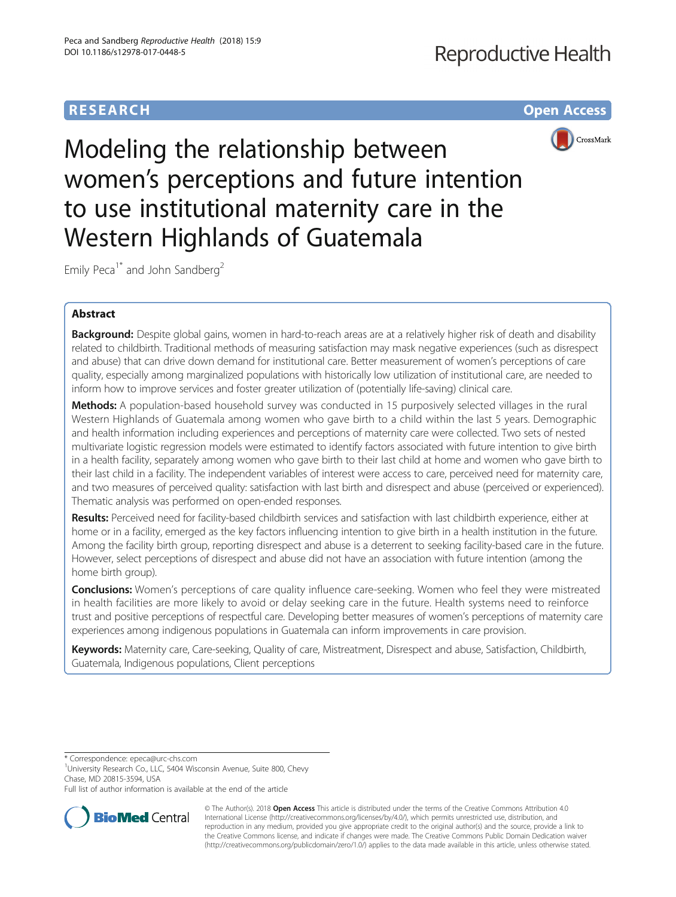RESEARCH **Open Access**

# Modeling the relationship between women's perceptions and future intention to use institutional maternity care in the Western Highlands of Guatemala

Emily Peca[1*] and John Sandberg[2]

## Abstract

**Background:** Despite global gains, women in hard-to-reach areas are at a relatively higher risk of death and disability related to childbirth. Traditional methods of measuring satisfaction may mask negative experiences (such as disrespect and abuse) that can drive down demand for institutional care. Better measurement of women's perceptions of care quality, especially among marginalized populations with historically low utilization of institutional care, are needed to inform how to improve services and foster greater utilization of (potentially life-saving) clinical care.

**Methods:** A population-based household survey was conducted in 15 purposively selected villages in the rural Western Highlands of Guatemala among women who gave birth to a child within the last 5 years. Demographic and health information including experiences and perceptions of maternity care were collected. Two sets of nested multivariate logistic regression models were estimated to identify factors associated with future intention to give birth in a health facility, separately among women who gave birth to their last child at home and women who gave birth to their last child in a facility. The independent variables of interest were access to care, perceived need for maternity care, and two measures of perceived quality: satisfaction with last birth and disrespect and abuse (perceived or experienced). Thematic analysis was performed on open-ended responses.

**Results:** Perceived need for facility-based childbirth services and satisfaction with last childbirth experience, either at home or in a facility, emerged as the key factors influencing intention to give birth in a health institution in the future. Among the facility birth group, reporting disrespect and abuse is a deterrent to seeking facility-based care in the future. However, select perceptions of disrespect and abuse did not have an association with future intention (among the home birth group).

**Conclusions:** Women's perceptions of care quality influence care-seeking. Women who feel they were mistreated in health facilities are more likely to avoid or delay seeking care in the future. Health systems need to reinforce trust and positive perceptions of respectful care. Developing better measures of women's perceptions of maternity care experiences among indigenous populations in Guatemala can inform improvements in care provision.

**Keywords:** Maternity care, Care-seeking, Quality of care, Mistreatment, Disrespect and abuse, Satisfaction, Childbirth, Guatemala, Indigenous populations, Client perceptions

---

\* Correspondence: epeca@urc-chs.com

[1]University Research Co., LLC, 5404 Wisconsin Avenue, Suite 800, Chevy Chase, MD 20815-3594, USA

Full list of author information is available at the end of the article

© The Author(s). 2018 **Open Access** This article is distributed under the terms of the Creative Commons Attribution 4.0 International License (http://creativecommons.org/licenses/by/4.0/), which permits unrestricted use, distribution, and reproduction in any medium, provided you give appropriate credit to the original author(s) and the source, provide a link to the Creative Commons license, and indicate if changes were made. The Creative Commons Public Domain Dedication waiver (http://creativecommons.org/publicdomain/zero/1.0/) applies to the data made available in this article, unless otherwise stated.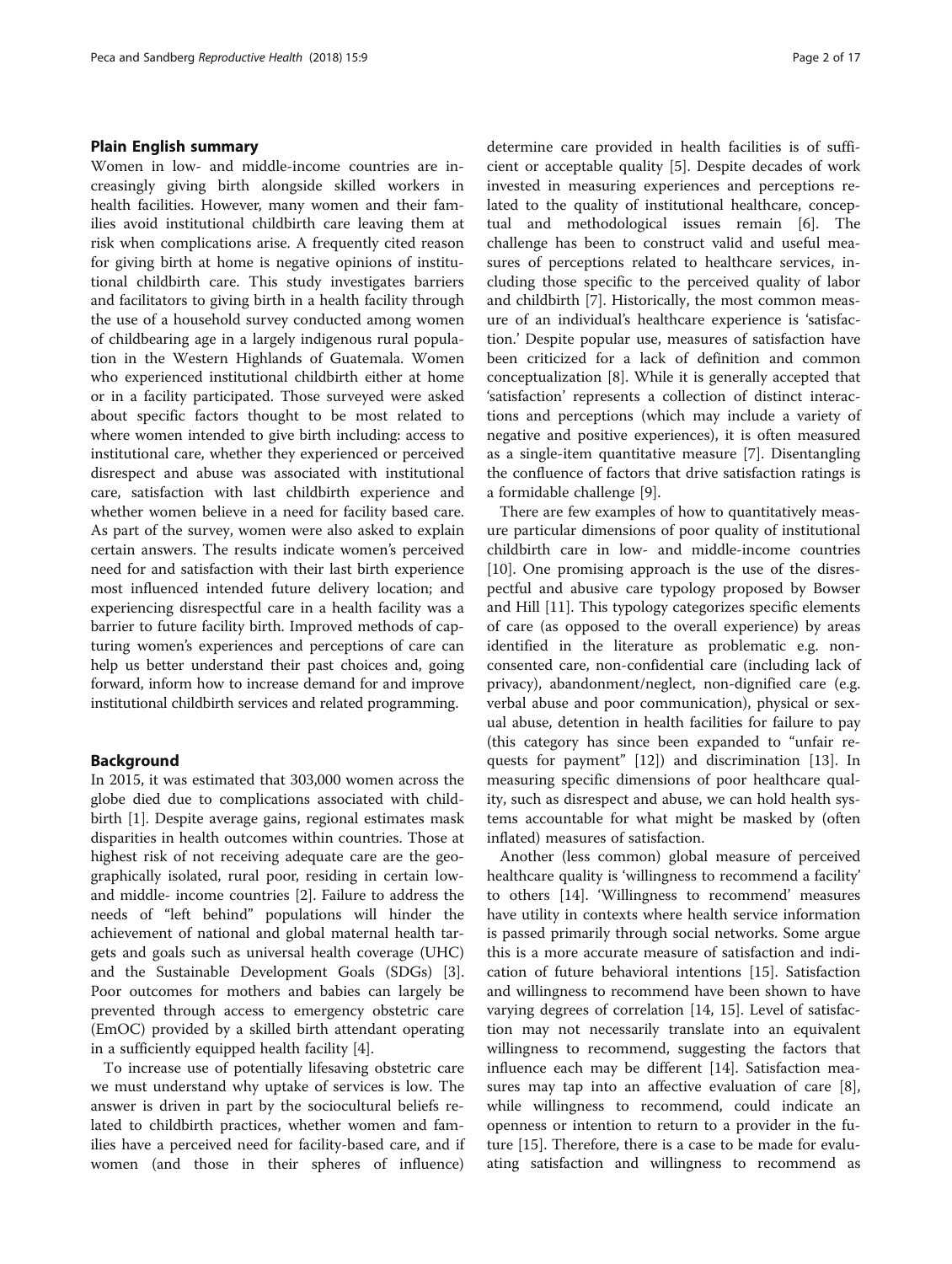## Plain English summary

Women in low- and middle-income countries are increasingly giving birth alongside skilled workers in health facilities. However, many women and their families avoid institutional childbirth care leaving them at risk when complications arise. A frequently cited reason for giving birth at home is negative opinions of institutional childbirth care. This study investigates barriers and facilitators to giving birth in a health facility through the use of a household survey conducted among women of childbearing age in a largely indigenous rural population in the Western Highlands of Guatemala. Women who experienced institutional childbirth either at home or in a facility participated. Those surveyed were asked about specific factors thought to be most related to where women intended to give birth including: access to institutional care, whether they experienced or perceived disrespect and abuse was associated with institutional care, satisfaction with last childbirth experience and whether women believe in a need for facility based care. As part of the survey, women were also asked to explain certain answers. The results indicate women's perceived need for and satisfaction with their last birth experience most influenced intended future delivery location; and experiencing disrespectful care in a health facility was a barrier to future facility birth. Improved methods of capturing women's experiences and perceptions of care can help us better understand their past choices and, going forward, inform how to increase demand for and improve institutional childbirth services and related programming.

## Background

In 2015, it was estimated that 303,000 women across the globe died due to complications associated with childbirth [1]. Despite average gains, regional estimates mask disparities in health outcomes within countries. Those at highest risk of not receiving adequate care are the geographically isolated, rural poor, residing in certain low- and middle- income countries [2]. Failure to address the needs of "left behind" populations will hinder the achievement of national and global maternal health targets and goals such as universal health coverage (UHC) and the Sustainable Development Goals (SDGs) [3]. Poor outcomes for mothers and babies can largely be prevented through access to emergency obstetric care (EmOC) provided by a skilled birth attendant operating in a sufficiently equipped health facility [4].

To increase use of potentially lifesaving obstetric care we must understand why uptake of services is low. The answer is driven in part by the sociocultural beliefs related to childbirth practices, whether women and families have a perceived need for facility-based care, and if women (and those in their spheres of influence) determine care provided in health facilities is of sufficient or acceptable quality [5]. Despite decades of work invested in measuring experiences and perceptions related to the quality of institutional healthcare, conceptual and methodological issues remain [6]. The challenge has been to construct valid and useful measures of perceptions related to healthcare services, including those specific to the perceived quality of labor and childbirth [7]. Historically, the most common measure of an individual's healthcare experience is 'satisfaction.' Despite popular use, measures of satisfaction have been criticized for a lack of definition and common conceptualization [8]. While it is generally accepted that 'satisfaction' represents a collection of distinct interactions and perceptions (which may include a variety of negative and positive experiences), it is often measured as a single-item quantitative measure [7]. Disentangling the confluence of factors that drive satisfaction ratings is a formidable challenge [9].

There are few examples of how to quantitatively measure particular dimensions of poor quality of institutional childbirth care in low- and middle-income countries [10]. One promising approach is the use of the disrespectful and abusive care typology proposed by Bowser and Hill [11]. This typology categorizes specific elements of care (as opposed to the overall experience) by areas identified in the literature as problematic e.g. non-consented care, non-confidential care (including lack of privacy), abandonment/neglect, non-dignified care (e.g. verbal abuse and poor communication), physical or sexual abuse, detention in health facilities for failure to pay (this category has since been expanded to "unfair requests for payment" [12]) and discrimination [13]. In measuring specific dimensions of poor healthcare quality, such as disrespect and abuse, we can hold health systems accountable for what might be masked by (often inflated) measures of satisfaction.

Another (less common) global measure of perceived healthcare quality is 'willingness to recommend a facility' to others [14]. 'Willingness to recommend' measures have utility in contexts where health service information is passed primarily through social networks. Some argue this is a more accurate measure of satisfaction and indication of future behavioral intentions [15]. Satisfaction and willingness to recommend have been shown to have varying degrees of correlation [14, 15]. Level of satisfaction may not necessarily translate into an equivalent willingness to recommend, suggesting the factors that influence each may be different [14]. Satisfaction measures may tap into an affective evaluation of care [8], while willingness to recommend, could indicate an openness or intention to return to a provider in the future [15]. Therefore, there is a case to be made for evaluating satisfaction and willingness to recommend as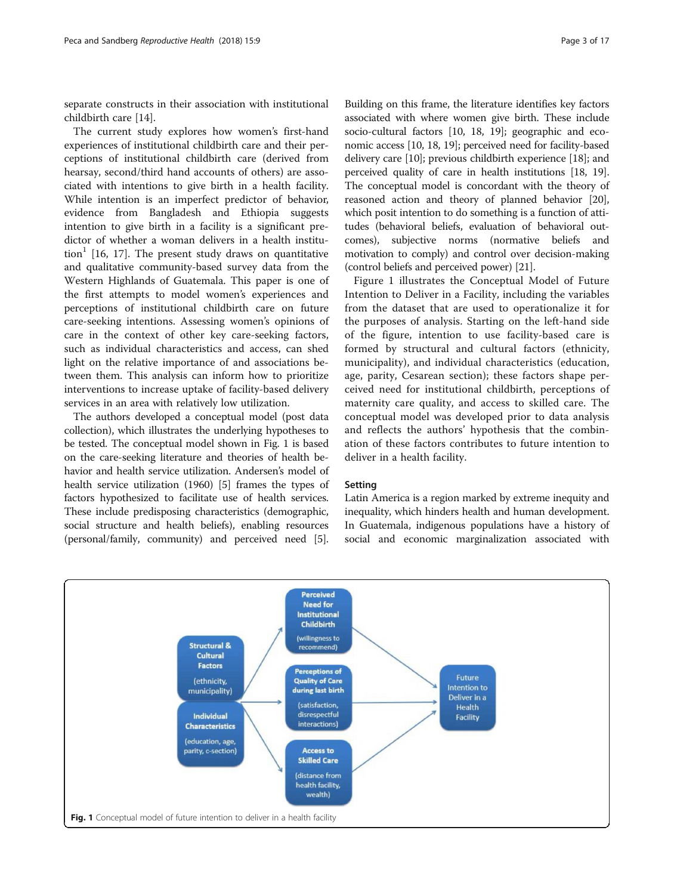separate constructs in their association with institutional childbirth care [14].

The current study explores how women's first-hand experiences of institutional childbirth care and their perceptions of institutional childbirth care (derived from hearsay, second/third hand accounts of others) are associated with intentions to give birth in a health facility. While intention is an imperfect predictor of behavior, evidence from Bangladesh and Ethiopia suggests intention to give birth in a facility is a significant predictor of whether a woman delivers in a health institution[1] [16, 17]. The present study draws on quantitative and qualitative community-based survey data from the Western Highlands of Guatemala. This paper is one of the first attempts to model women's experiences and perceptions of institutional childbirth care on future care-seeking intentions. Assessing women's opinions of care in the context of other key care-seeking factors, such as individual characteristics and access, can shed light on the relative importance of and associations between them. This analysis can inform how to prioritize interventions to increase uptake of facility-based delivery services in an area with relatively low utilization.

The authors developed a conceptual model (post data collection), which illustrates the underlying hypotheses to be tested. The conceptual model shown in Fig. 1 is based on the care-seeking literature and theories of health behavior and health service utilization. Andersen's model of health service utilization (1960) [5] frames the types of factors hypothesized to facilitate use of health services. These include predisposing characteristics (demographic, social structure and health beliefs), enabling resources (personal/family, community) and perceived need [5]. Building on this frame, the literature identifies key factors associated with where women give birth. These include socio-cultural factors [10, 18, 19]; geographic and economic access [10, 18, 19]; perceived need for facility-based delivery care [10]; previous childbirth experience [18]; and perceived quality of care in health institutions [18, 19]. The conceptual model is concordant with the theory of reasoned action and theory of planned behavior [20], which posit intention to do something is a function of attitudes (behavioral beliefs, evaluation of behavioral outcomes), subjective norms (normative beliefs and motivation to comply) and control over decision-making (control beliefs and perceived power) [21].

Figure 1 illustrates the Conceptual Model of Future Intention to Deliver in a Facility, including the variables from the dataset that are used to operationalize it for the purposes of analysis. Starting on the left-hand side of the figure, intention to use facility-based care is formed by structural and cultural factors (ethnicity, municipality), and individual characteristics (education, age, parity, Cesarean section); these factors shape perceived need for institutional childbirth, perceptions of maternity care quality, and access to skilled care. The conceptual model was developed prior to data analysis and reflects the authors' hypothesis that the combination of these factors contributes to future intention to deliver in a health facility.

## Setting

Latin America is a region marked by extreme inequity and inequality, which hinders health and human development. In Guatemala, indigenous populations have a history of social and economic marginalization associated with

Fig. 1 Conceptual model of future intention to deliver in a health facility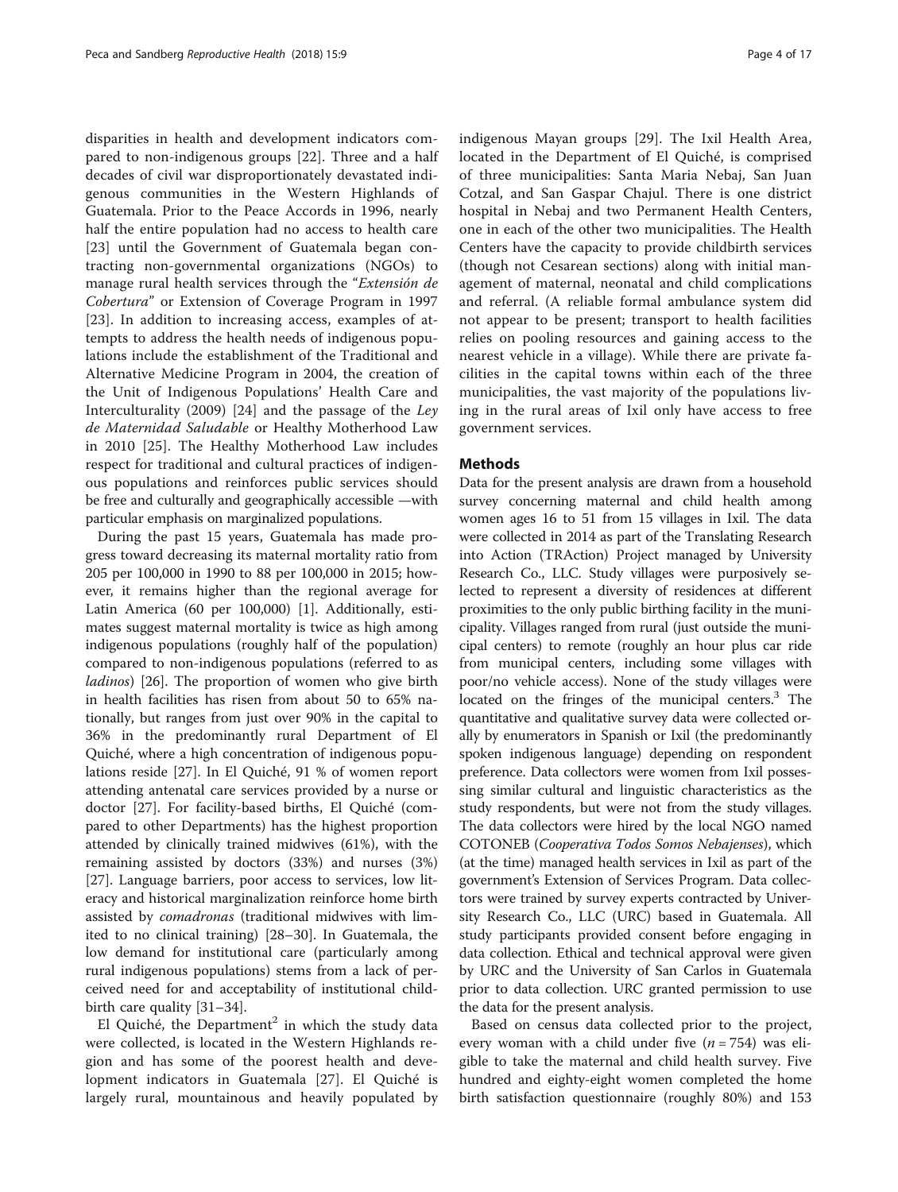disparities in health and development indicators compared to non-indigenous groups [22]. Three and a half decades of civil war disproportionately devastated indigenous communities in the Western Highlands of Guatemala. Prior to the Peace Accords in 1996, nearly half the entire population had no access to health care [23] until the Government of Guatemala began contracting non-governmental organizations (NGOs) to manage rural health services through the "*Extensión de Cobertura*" or Extension of Coverage Program in 1997 [23]. In addition to increasing access, examples of attempts to address the health needs of indigenous populations include the establishment of the Traditional and Alternative Medicine Program in 2004, the creation of the Unit of Indigenous Populations' Health Care and Interculturality (2009) [24] and the passage of the *Ley de Maternidad Saludable* or Healthy Motherhood Law in 2010 [25]. The Healthy Motherhood Law includes respect for traditional and cultural practices of indigenous populations and reinforces public services should be free and culturally and geographically accessible —with particular emphasis on marginalized populations.

During the past 15 years, Guatemala has made progress toward decreasing its maternal mortality ratio from 205 per 100,000 in 1990 to 88 per 100,000 in 2015; however, it remains higher than the regional average for Latin America (60 per 100,000) [1]. Additionally, estimates suggest maternal mortality is twice as high among indigenous populations (roughly half of the population) compared to non-indigenous populations (referred to as *ladinos*) [26]. The proportion of women who give birth in health facilities has risen from about 50 to 65% nationally, but ranges from just over 90% in the capital to 36% in the predominantly rural Department of El Quiché, where a high concentration of indigenous populations reside [27]. In El Quiché, 91 % of women report attending antenatal care services provided by a nurse or doctor [27]. For facility-based births, El Quiché (compared to other Departments) has the highest proportion attended by clinically trained midwives (61%), with the remaining assisted by doctors (33%) and nurses (3%) [27]. Language barriers, poor access to services, low literacy and historical marginalization reinforce home birth assisted by *comadronas* (traditional midwives with limited to no clinical training) [28–30]. In Guatemala, the low demand for institutional care (particularly among rural indigenous populations) stems from a lack of perceived need for and acceptability of institutional childbirth care quality [31–34].

El Quiché, the Department[2] in which the study data were collected, is located in the Western Highlands region and has some of the poorest health and development indicators in Guatemala [27]. El Quiché is largely rural, mountainous and heavily populated by indigenous Mayan groups [29]. The Ixil Health Area, located in the Department of El Quiché, is comprised of three municipalities: Santa Maria Nebaj, San Juan Cotzal, and San Gaspar Chajul. There is one district hospital in Nebaj and two Permanent Health Centers, one in each of the other two municipalities. The Health Centers have the capacity to provide childbirth services (though not Cesarean sections) along with initial management of maternal, neonatal and child complications and referral. (A reliable formal ambulance system did not appear to be present; transport to health facilities relies on pooling resources and gaining access to the nearest vehicle in a village). While there are private facilities in the capital towns within each of the three municipalities, the vast majority of the populations living in the rural areas of Ixil only have access to free government services.

## Methods

Data for the present analysis are drawn from a household survey concerning maternal and child health among women ages 16 to 51 from 15 villages in Ixil. The data were collected in 2014 as part of the Translating Research into Action (TRAction) Project managed by University Research Co., LLC. Study villages were purposively selected to represent a diversity of residences at different proximities to the only public birthing facility in the municipality. Villages ranged from rural (just outside the municipal centers) to remote (roughly an hour plus car ride from municipal centers, including some villages with poor/no vehicle access). None of the study villages were located on the fringes of the municipal centers.[3] The quantitative and qualitative survey data were collected orally by enumerators in Spanish or Ixil (the predominantly spoken indigenous language) depending on respondent preference. Data collectors were women from Ixil possessing similar cultural and linguistic characteristics as the study respondents, but were not from the study villages. The data collectors were hired by the local NGO named COTONEB (*Cooperativa Todos Somos Nebajenses*), which (at the time) managed health services in Ixil as part of the government's Extension of Services Program. Data collectors were trained by survey experts contracted by University Research Co., LLC (URC) based in Guatemala. All study participants provided consent before engaging in data collection. Ethical and technical approval were given by URC and the University of San Carlos in Guatemala prior to data collection. URC granted permission to use the data for the present analysis.

Based on census data collected prior to the project, every woman with a child under five ($n = 754$) was eligible to take the maternal and child health survey. Five hundred and eighty-eight women completed the home birth satisfaction questionnaire (roughly 80%) and 153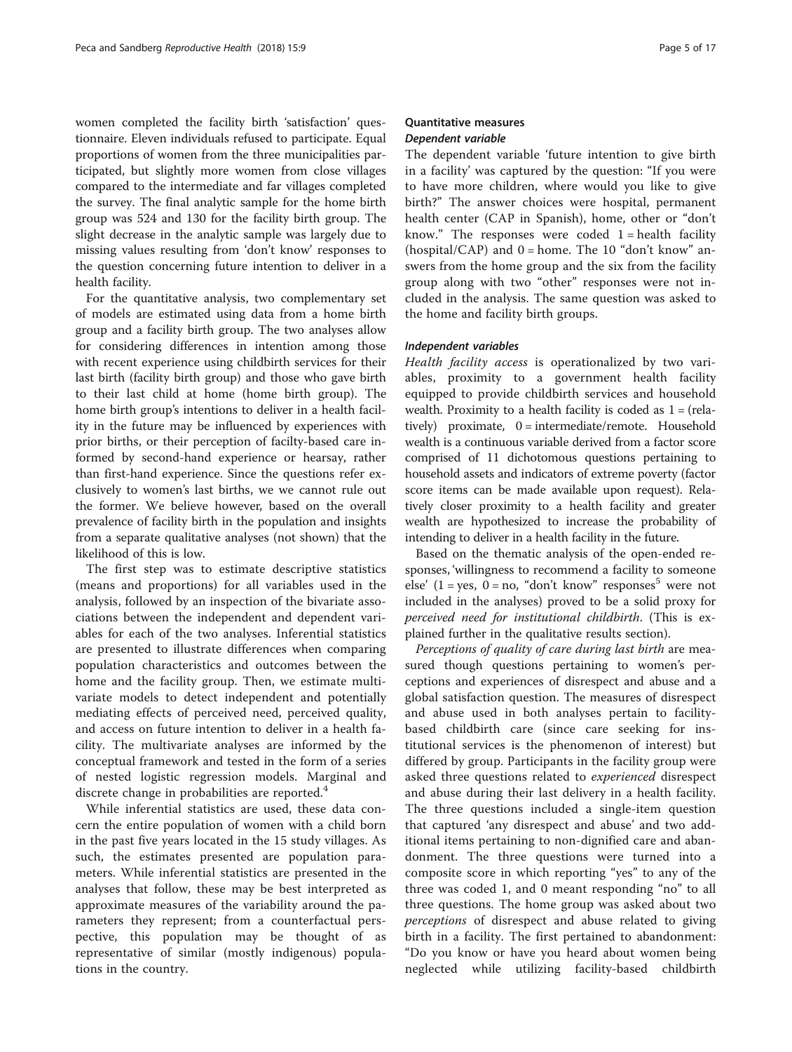women completed the facility birth 'satisfaction' questionnaire. Eleven individuals refused to participate. Equal proportions of women from the three municipalities participated, but slightly more women from close villages compared to the intermediate and far villages completed the survey. The final analytic sample for the home birth group was 524 and 130 for the facility birth group. The slight decrease in the analytic sample was largely due to missing values resulting from 'don't know' responses to the question concerning future intention to deliver in a health facility.

For the quantitative analysis, two complementary set of models are estimated using data from a home birth group and a facility birth group. The two analyses allow for considering differences in intention among those with recent experience using childbirth services for their last birth (facility birth group) and those who gave birth to their last child at home (home birth group). The home birth group's intentions to deliver in a health facility in the future may be influenced by experiences with prior births, or their perception of facilty-based care informed by second-hand experience or hearsay, rather than first-hand experience. Since the questions refer exclusively to women's last births, we we cannot rule out the former. We believe however, based on the overall prevalence of facility birth in the population and insights from a separate qualitative analyses (not shown) that the likelihood of this is low.

The first step was to estimate descriptive statistics (means and proportions) for all variables used in the analysis, followed by an inspection of the bivariate associations between the independent and dependent variables for each of the two analyses. Inferential statistics are presented to illustrate differences when comparing population characteristics and outcomes between the home and the facility group. Then, we estimate multivariate models to detect independent and potentially mediating effects of perceived need, perceived quality, and access on future intention to deliver in a health facility. The multivariate analyses are informed by the conceptual framework and tested in the form of a series of nested logistic regression models. Marginal and discrete change in probabilities are reported.[4]

While inferential statistics are used, these data concern the entire population of women with a child born in the past five years located in the 15 study villages. As such, the estimates presented are population parameters. While inferential statistics are presented in the analyses that follow, these may be best interpreted as approximate measures of the variability around the parameters they represent; from a counterfactual perspective, this population may be thought of as representative of similar (mostly indigenous) populations in the country.

## Quantitative measures

### Dependent variable

The dependent variable 'future intention to give birth in a facility' was captured by the question: "If you were to have more children, where would you like to give birth?" The answer choices were hospital, permanent health center (CAP in Spanish), home, other or "don't know." The responses were coded 1 = health facility (hospital/CAP) and 0 = home. The 10 "don't know" answers from the home group and the six from the facility group along with two "other" responses were not included in the analysis. The same question was asked to the home and facility birth groups.

### Independent variables

*Health facility access* is operationalized by two variables, proximity to a government health facility equipped to provide childbirth services and household wealth. Proximity to a health facility is coded as 1 = (relatively) proximate, 0 = intermediate/remote. Household wealth is a continuous variable derived from a factor score comprised of 11 dichotomous questions pertaining to household assets and indicators of extreme poverty (factor score items can be made available upon request). Relatively closer proximity to a health facility and greater wealth are hypothesized to increase the probability of intending to deliver in a health facility in the future.

Based on the thematic analysis of the open-ended responses, 'willingness to recommend a facility to someone else' (1 = yes, 0 = no, "don't know" responses[5] were not included in the analyses) proved to be a solid proxy for *perceived need for institutional childbirth*. (This is explained further in the qualitative results section).

*Perceptions of quality of care during last birth* are measured though questions pertaining to women's perceptions and experiences of disrespect and abuse and a global satisfaction question. The measures of disrespect and abuse used in both analyses pertain to facility-based childbirth care (since care seeking for institutional services is the phenomenon of interest) but differed by group. Participants in the facility group were asked three questions related to *experienced* disrespect and abuse during their last delivery in a health facility. The three questions included a single-item question that captured 'any disrespect and abuse' and two additional items pertaining to non-dignified care and abandonment. The three questions were turned into a composite score in which reporting "yes" to any of the three was coded 1, and 0 meant responding "no" to all three questions. The home group was asked about two *perceptions* of disrespect and abuse related to giving birth in a facility. The first pertained to abandonment: "Do you know or have you heard about women being neglected while utilizing facility-based childbirth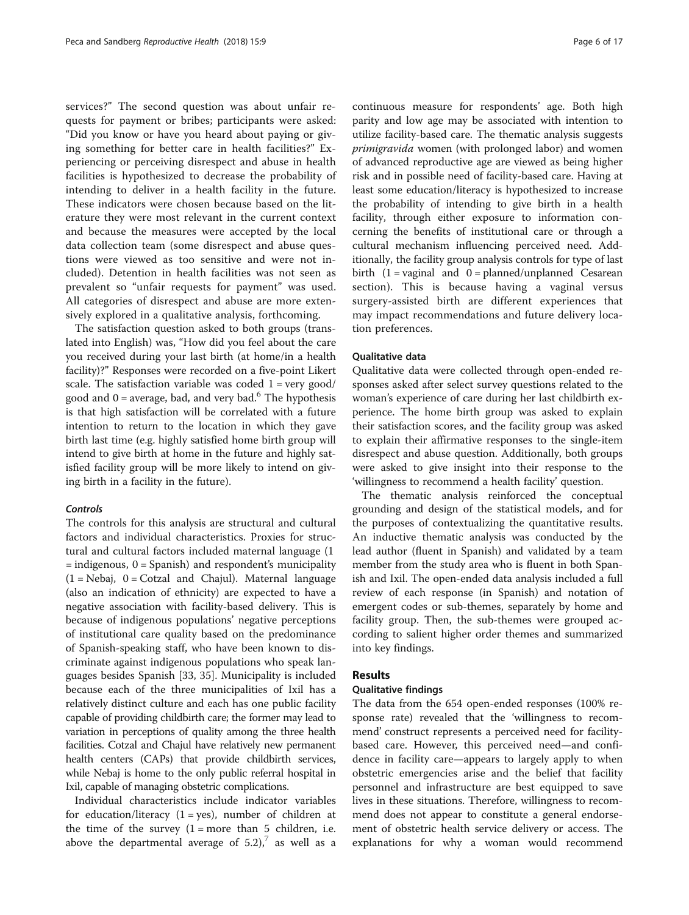services?" The second question was about unfair requests for payment or bribes; participants were asked: "Did you know or have you heard about paying or giving something for better care in health facilities?" Experiencing or perceiving disrespect and abuse in health facilities is hypothesized to decrease the probability of intending to deliver in a health facility in the future. These indicators were chosen because based on the literature they were most relevant in the current context and because the measures were accepted by the local data collection team (some disrespect and abuse questions were viewed as too sensitive and were not included). Detention in health facilities was not seen as prevalent so "unfair requests for payment" was used. All categories of disrespect and abuse are more extensively explored in a qualitative analysis, forthcoming.

The satisfaction question asked to both groups (translated into English) was, "How did you feel about the care you received during your last birth (at home/in a health facility)?" Responses were recorded on a five-point Likert scale. The satisfaction variable was coded 1 = very good/good and 0 = average, bad, and very bad.[6] The hypothesis is that high satisfaction will be correlated with a future intention to return to the location in which they gave birth last time (e.g. highly satisfied home birth group will intend to give birth at home in the future and highly satisfied facility group will be more likely to intend on giving birth in a facility in the future).

#### *Controls*

The controls for this analysis are structural and cultural factors and individual characteristics. Proxies for structural and cultural factors included maternal language (1 = indigenous, 0 = Spanish) and respondent's municipality (1 = Nebaj, 0 = Cotzal and Chajul). Maternal language (also an indication of ethnicity) are expected to have a negative association with facility-based delivery. This is because of indigenous populations' negative perceptions of institutional care quality based on the predominance of Spanish-speaking staff, who have been known to discriminate against indigenous populations who speak languages besides Spanish [33, 35]. Municipality is included because each of the three municipalities of Ixil has a relatively distinct culture and each has one public facility capable of providing childbirth care; the former may lead to variation in perceptions of quality among the three health facilities. Cotzal and Chajul have relatively new permanent health centers (CAPs) that provide childbirth services, while Nebaj is home to the only public referral hospital in Ixil, capable of managing obstetric complications.

Individual characteristics include indicator variables for education/literacy (1 = yes), number of children at the time of the survey (1 = more than 5 children, i.e. above the departmental average of 5.2),[7] as well as a continuous measure for respondents' age. Both high parity and low age may be associated with intention to utilize facility-based care. The thematic analysis suggests *primigravida* women (with prolonged labor) and women of advanced reproductive age are viewed as being higher risk and in possible need of facility-based care. Having at least some education/literacy is hypothesized to increase the probability of intending to give birth in a health facility, through either exposure to information concerning the benefits of institutional care or through a cultural mechanism influencing perceived need. Additionally, the facility group analysis controls for type of last birth (1 = vaginal and 0 = planned/unplanned Cesarean section). This is because having a vaginal versus surgery-assisted birth are different experiences that may impact recommendations and future delivery location preferences.

### Qualitative data

Qualitative data were collected through open-ended responses asked after select survey questions related to the woman's experience of care during her last childbirth experience. The home birth group was asked to explain their satisfaction scores, and the facility group was asked to explain their affirmative responses to the single-item disrespect and abuse question. Additionally, both groups were asked to give insight into their response to the 'willingness to recommend a health facility' question.

The thematic analysis reinforced the conceptual grounding and design of the statistical models, and for the purposes of contextualizing the quantitative results. An inductive thematic analysis was conducted by the lead author (fluent in Spanish) and validated by a team member from the study area who is fluent in both Spanish and Ixil. The open-ended data analysis included a full review of each response (in Spanish) and notation of emergent codes or sub-themes, separately by home and facility group. Then, the sub-themes were grouped according to salient higher order themes and summarized into key findings.

## Results

### Qualitative findings

The data from the 654 open-ended responses (100% response rate) revealed that the 'willingness to recommend' construct represents a perceived need for facility-based care. However, this perceived need—and confidence in facility care—appears to largely apply to when obstetric emergencies arise and the belief that facility personnel and infrastructure are best equipped to save lives in these situations. Therefore, willingness to recommend does not appear to constitute a general endorsement of obstetric health service delivery or access. The explanations for why a woman would recommend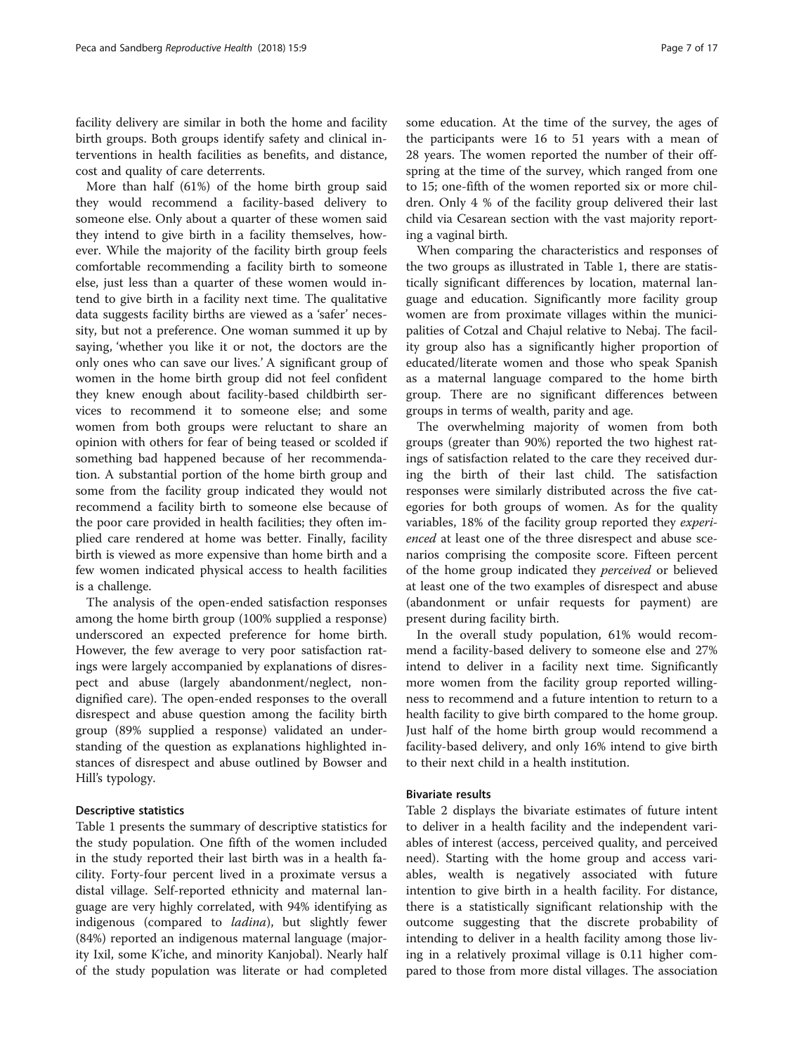facility delivery are similar in both the home and facility birth groups. Both groups identify safety and clinical interventions in health facilities as benefits, and distance, cost and quality of care deterrents.

More than half (61%) of the home birth group said they would recommend a facility-based delivery to someone else. Only about a quarter of these women said they intend to give birth in a facility themselves, however. While the majority of the facility birth group feels comfortable recommending a facility birth to someone else, just less than a quarter of these women would intend to give birth in a facility next time. The qualitative data suggests facility births are viewed as a 'safer' necessity, but not a preference. One woman summed it up by saying, 'whether you like it or not, the doctors are the only ones who can save our lives.' A significant group of women in the home birth group did not feel confident they knew enough about facility-based childbirth services to recommend it to someone else; and some women from both groups were reluctant to share an opinion with others for fear of being teased or scolded if something bad happened because of her recommendation. A substantial portion of the home birth group and some from the facility group indicated they would not recommend a facility birth to someone else because of the poor care provided in health facilities; they often implied care rendered at home was better. Finally, facility birth is viewed as more expensive than home birth and a few women indicated physical access to health facilities is a challenge.

The analysis of the open-ended satisfaction responses among the home birth group (100% supplied a response) underscored an expected preference for home birth. However, the few average to very poor satisfaction ratings were largely accompanied by explanations of disrespect and abuse (largely abandonment/neglect, non-dignified care). The open-ended responses to the overall disrespect and abuse question among the facility birth group (89% supplied a response) validated an understanding of the question as explanations highlighted instances of disrespect and abuse outlined by Bowser and Hill's typology.

### Descriptive statistics

Table 1 presents the summary of descriptive statistics for the study population. One fifth of the women included in the study reported their last birth was in a health facility. Forty-four percent lived in a proximate versus a distal village. Self-reported ethnicity and maternal language are very highly correlated, with 94% identifying as indigenous (compared to *ladina*), but slightly fewer (84%) reported an indigenous maternal language (majority Ixil, some K'iche, and minority Kanjobal). Nearly half of the study population was literate or had completed some education. At the time of the survey, the ages of the participants were 16 to 51 years with a mean of 28 years. The women reported the number of their offspring at the time of the survey, which ranged from one to 15; one-fifth of the women reported six or more children. Only 4 % of the facility group delivered their last child via Cesarean section with the vast majority reporting a vaginal birth.

When comparing the characteristics and responses of the two groups as illustrated in Table 1, there are statistically significant differences by location, maternal language and education. Significantly more facility group women are from proximate villages within the municipalities of Cotzal and Chajul relative to Nebaj. The facility group also has a significantly higher proportion of educated/literate women and those who speak Spanish as a maternal language compared to the home birth group. There are no significant differences between groups in terms of wealth, parity and age.

The overwhelming majority of women from both groups (greater than 90%) reported the two highest ratings of satisfaction related to the care they received during the birth of their last child. The satisfaction responses were similarly distributed across the five categories for both groups of women. As for the quality variables, 18% of the facility group reported they *experienced* at least one of the three disrespect and abuse scenarios comprising the composite score. Fifteen percent of the home group indicated they *perceived* or believed at least one of the two examples of disrespect and abuse (abandonment or unfair requests for payment) are present during facility birth.

In the overall study population, 61% would recommend a facility-based delivery to someone else and 27% intend to deliver in a facility next time. Significantly more women from the facility group reported willingness to recommend and a future intention to return to a health facility to give birth compared to the home group. Just half of the home birth group would recommend a facility-based delivery, and only 16% intend to give birth to their next child in a health institution.

### Bivariate results

Table 2 displays the bivariate estimates of future intent to deliver in a health facility and the independent variables of interest (access, perceived quality, and perceived need). Starting with the home group and access variables, wealth is negatively associated with future intention to give birth in a health facility. For distance, there is a statistically significant relationship with the outcome suggesting that the discrete probability of intending to deliver in a health facility among those living in a relatively proximal village is 0.11 higher compared to those from more distal villages. The association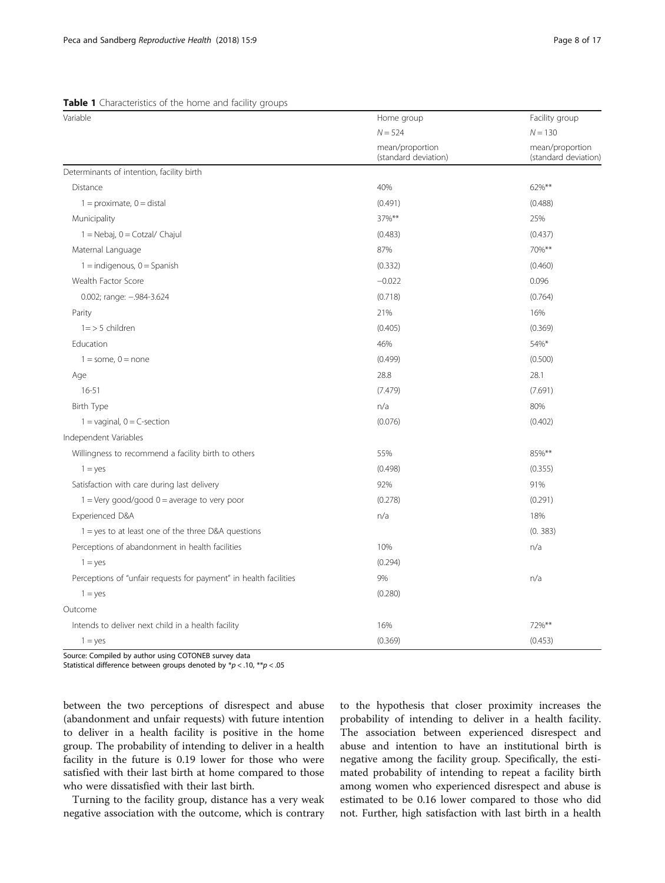**Table 1** Characteristics of the home and facility groups

| Variable | Home group | Facility group |
|---|---|---|
| | $N = 524$ | $N = 130$ |
| | mean/proportion (standard deviation) | mean/proportion (standard deviation) |
| Determinants of intention, facility birth | | |
| Distance | 40% | 62%** |
| 1 = proximate, 0 = distal | (0.491) | (0.488) |
| Municipality | 37%** | 25% |
| 1 = Nebaj, 0 = Cotzal/ Chajul | (0.483) | (0.437) |
| Maternal Language | 87% | 70%** |
| 1 = indigenous, 0 = Spanish | (0.332) | (0.460) |
| Wealth Factor Score | −0.022 | 0.096 |
| 0.002; range: −.984-3.624 | (0.718) | (0.764) |
| Parity | 21% | 16% |
| 1= > 5 children | (0.405) | (0.369) |
| Education | 46% | 54%* |
| 1 = some, 0 = none | (0.499) | (0.500) |
| Age | 28.8 | 28.1 |
| 16-51 | (7.479) | (7.691) |
| Birth Type | n/a | 80% |
| 1 = vaginal, 0 = C-section | (0.076) | (0.402) |
| Independent Variables | | |
| Willingness to recommend a facility birth to others | 55% | 85%** |
| 1 = yes | (0.498) | (0.355) |
| Satisfaction with care during last delivery | 92% | 91% |
| 1 = Very good/good 0 = average to very poor | (0.278) | (0.291) |
| Experienced D&A | n/a | 18% |
| 1 = yes to at least one of the three D&A questions | | (0. 383) |
| Perceptions of abandonment in health facilities | 10% | n/a |
| 1 = yes | (0.294) | |
| Perceptions of "unfair requests for payment" in health facilities | 9% | n/a |
| 1 = yes | (0.280) | |
| Outcome | | |
| Intends to deliver next child in a health facility | 16% | 72%** |
| 1 = yes | (0.369) | (0.453) |

Source: Compiled by author using COTONEB survey data
Statistical difference between groups denoted by *$p < .10$, **$p < .05$

between the two perceptions of disrespect and abuse (abandonment and unfair requests) with future intention to deliver in a health facility is positive in the home group. The probability of intending to deliver in a health facility in the future is 0.19 lower for those who were satisfied with their last birth at home compared to those who were dissatisfied with their last birth.

Turning to the facility group, distance has a very weak negative association with the outcome, which is contrary to the hypothesis that closer proximity increases the probability of intending to deliver in a health facility. The association between experienced disrespect and abuse and intention to have an institutional birth is negative among the facility group. Specifically, the estimated probability of intending to repeat a facility birth among women who experienced disrespect and abuse is estimated to be 0.16 lower compared to those who did not. Further, high satisfaction with last birth in a health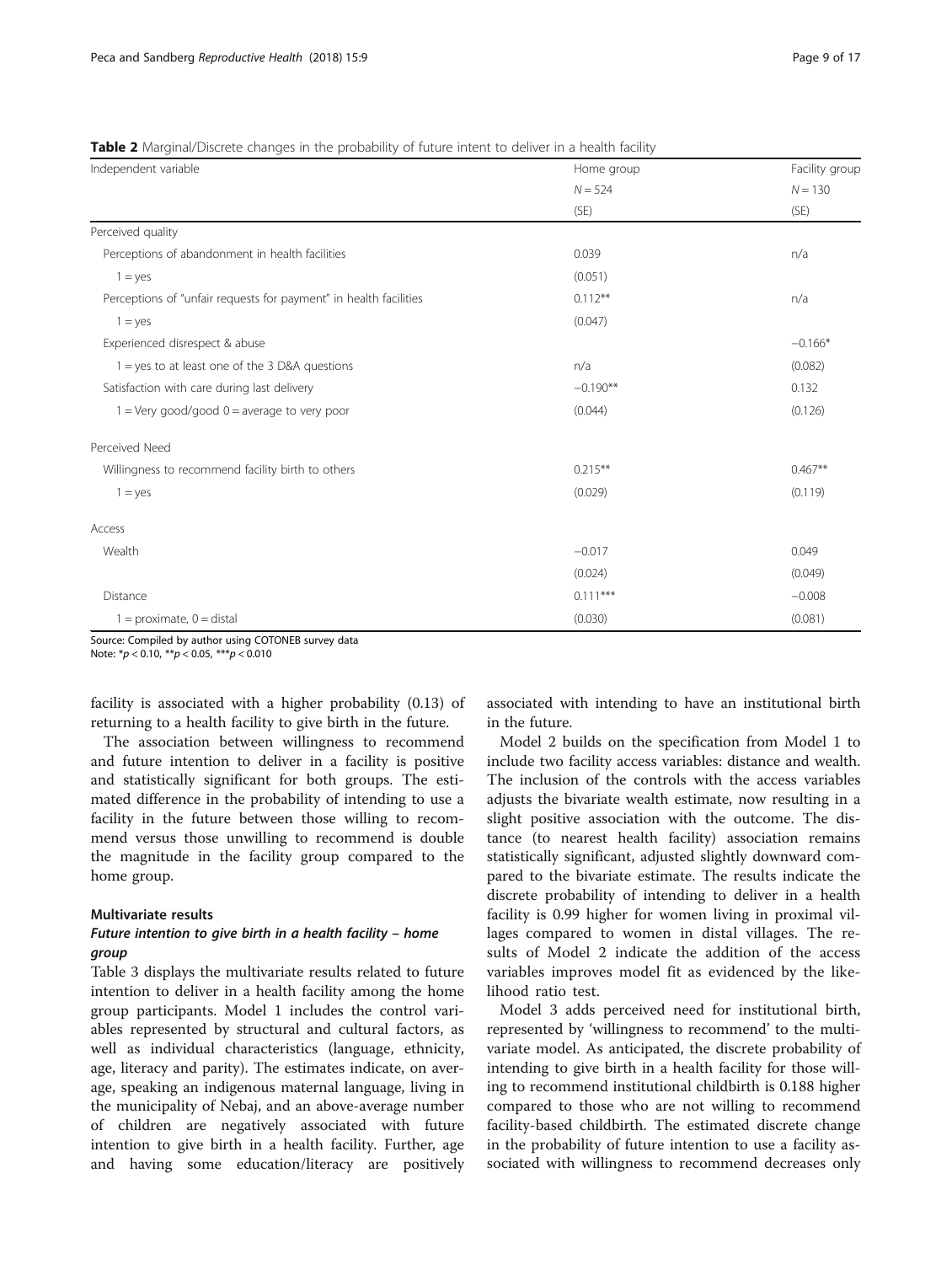**Table 2** Marginal/Discrete changes in the probability of future intent to deliver in a health facility

| Independent variable | Home group | Facility group |
|---|---|---|
| | $N = 524$ | $N = 130$ |
| | (SE) | (SE) |
| Perceived quality | | |
| Perceptions of abandonment in health facilities | 0.039 | n/a |
| 1 = yes | (0.051) | |
| Perceptions of "unfair requests for payment" in health facilities | 0.112** | n/a |
| 1 = yes | (0.047) | |
| Experienced disrespect & abuse | | −0.166* |
| 1 = yes to at least one of the 3 D&A questions | n/a | (0.082) |
| Satisfaction with care during last delivery | −0.190** | 0.132 |
| 1 = Very good/good 0 = average to very poor | (0.044) | (0.126) |
| Perceived Need | | |
| Willingness to recommend facility birth to others | 0.215** | 0.467** |
| 1 = yes | (0.029) | (0.119) |
| Access | | |
| Wealth | −0.017 | 0.049 |
| | (0.024) | (0.049) |
| Distance | 0.111*** | −0.008 |
| 1 = proximate, 0 = distal | (0.030) | (0.081) |

Source: Compiled by author using COTONEB survey data

Note: *$p < 0.10$, **$p < 0.05$, ***$p < 0.010$

facility is associated with a higher probability (0.13) of returning to a health facility to give birth in the future.

The association between willingness to recommend and future intention to deliver in a facility is positive and statistically significant for both groups. The estimated difference in the probability of intending to use a facility in the future between those willing to recommend versus those unwilling to recommend is double the magnitude in the facility group compared to the home group.

### Multivariate results

#### *Future intention to give birth in a health facility – home group*

Table 3 displays the multivariate results related to future intention to deliver in a health facility among the home group participants. Model 1 includes the control variables represented by structural and cultural factors, as well as individual characteristics (language, ethnicity, age, literacy and parity). The estimates indicate, on average, speaking an indigenous maternal language, living in the municipality of Nebaj, and an above-average number of children are negatively associated with future intention to give birth in a health facility. Further, age and having some education/literacy are positively associated with intending to have an institutional birth in the future.

Model 2 builds on the specification from Model 1 to include two facility access variables: distance and wealth. The inclusion of the controls with the access variables adjusts the bivariate wealth estimate, now resulting in a slight positive association with the outcome. The distance (to nearest health facility) association remains statistically significant, adjusted slightly downward compared to the bivariate estimate. The results indicate the discrete probability of intending to deliver in a health facility is 0.99 higher for women living in proximal villages compared to women in distal villages. The results of Model 2 indicate the addition of the access variables improves model fit as evidenced by the likelihood ratio test.

Model 3 adds perceived need for institutional birth, represented by 'willingness to recommend' to the multivariate model. As anticipated, the discrete probability of intending to give birth in a health facility for those willing to recommend institutional childbirth is 0.188 higher compared to those who are not willing to recommend facility-based childbirth. The estimated discrete change in the probability of future intention to use a facility associated with willingness to recommend decreases only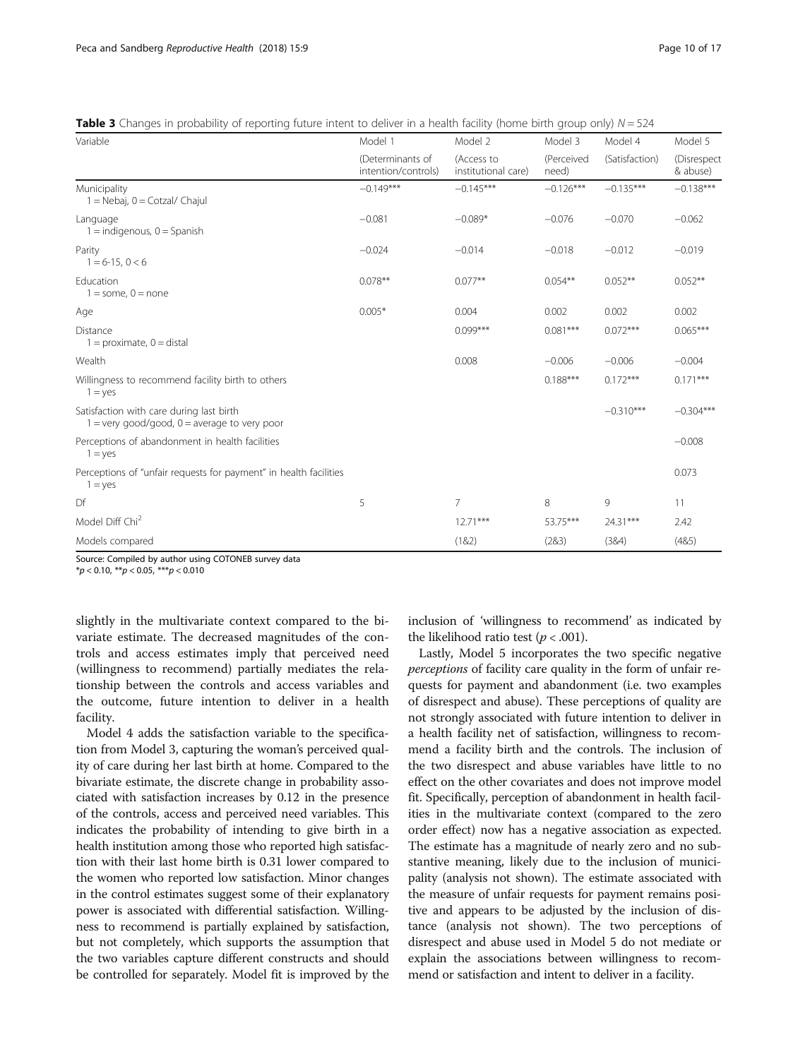**Table 3** Changes in probability of reporting future intent to deliver in a health facility (home birth group only) $N = 524$

| Variable | Model 1 | Model 2 | Model 3 | Model 4 | Model 5 |
|---|---|---|---|---|---|
| | (Determinants of intention/controls) | (Access to institutional care) | (Perceived need) | (Satisfaction) | (Disrespect & abuse) |
| Municipality 1 = Nebaj, 0 = Cotzal/ Chajul | −0.149*** | −0.145*** | −0.126*** | −0.135*** | −0.138*** |
| Language 1 = indigenous, 0 = Spanish | −0.081 | −0.089* | −0.076 | −0.070 | −0.062 |
| Parity 1 = 6-15, 0 < 6 | −0.024 | −0.014 | −0.018 | −0.012 | −0.019 |
| Education 1 = some, 0 = none | 0.078** | 0.077** | 0.054** | 0.052** | 0.052** |
| Age | 0.005* | 0.004 | 0.002 | 0.002 | 0.002 |
| Distance 1 = proximate, 0 = distal | | 0.099*** | 0.081*** | 0.072*** | 0.065*** |
| Wealth | | 0.008 | −0.006 | −0.006 | −0.004 |
| Willingness to recommend facility birth to others 1 = yes | | | 0.188*** | 0.172*** | 0.171*** |
| Satisfaction with care during last birth 1 = very good/good, 0 = average to very poor | | | | −0.310*** | −0.304*** |
| Perceptions of abandonment in health facilities 1 = yes | | | | | −0.008 |
| Perceptions of "unfair requests for payment" in health facilities 1 = yes | | | | | 0.073 |
| Df | 5 | 7 | 8 | 9 | 11 |
| Model Diff Chi$^2$ | | 12.71*** | 53.75*** | 24.31*** | 2.42 |
| Models compared | | (1&2) | (2&3) | (3&4) | (4&5) |

Source: Compiled by author using COTONEB survey data

*$p < 0.10$, **$p < 0.05$, ***$p < 0.010$

slightly in the multivariate context compared to the bivariate estimate. The decreased magnitudes of the controls and access estimates imply that perceived need (willingness to recommend) partially mediates the relationship between the controls and access variables and the outcome, future intention to deliver in a health facility.

Model 4 adds the satisfaction variable to the specification from Model 3, capturing the woman's perceived quality of care during her last birth at home. Compared to the bivariate estimate, the discrete change in probability associated with satisfaction increases by 0.12 in the presence of the controls, access and perceived need variables. This indicates the probability of intending to give birth in a health institution among those who reported high satisfaction with their last home birth is 0.31 lower compared to the women who reported low satisfaction. Minor changes in the control estimates suggest some of their explanatory power is associated with differential satisfaction. Willingness to recommend is partially explained by satisfaction, but not completely, which supports the assumption that the two variables capture different constructs and should be controlled for separately. Model fit is improved by the inclusion of 'willingness to recommend' as indicated by the likelihood ratio test ($p < .001$).

Lastly, Model 5 incorporates the two specific negative *perceptions* of facility care quality in the form of unfair requests for payment and abandonment (i.e. two examples of disrespect and abuse). These perceptions of quality are not strongly associated with future intention to deliver in a health facility net of satisfaction, willingness to recommend a facility birth and the controls. The inclusion of the two disrespect and abuse variables have little to no effect on the other covariates and does not improve model fit. Specifically, perception of abandonment in health facilities in the multivariate context (compared to the zero order effect) now has a negative association as expected. The estimate has a magnitude of nearly zero and no substantive meaning, likely due to the inclusion of municipality (analysis not shown). The estimate associated with the measure of unfair requests for payment remains positive and appears to be adjusted by the inclusion of distance (analysis not shown). The two perceptions of disrespect and abuse used in Model 5 do not mediate or explain the associations between willingness to recommend or satisfaction and intent to deliver in a facility.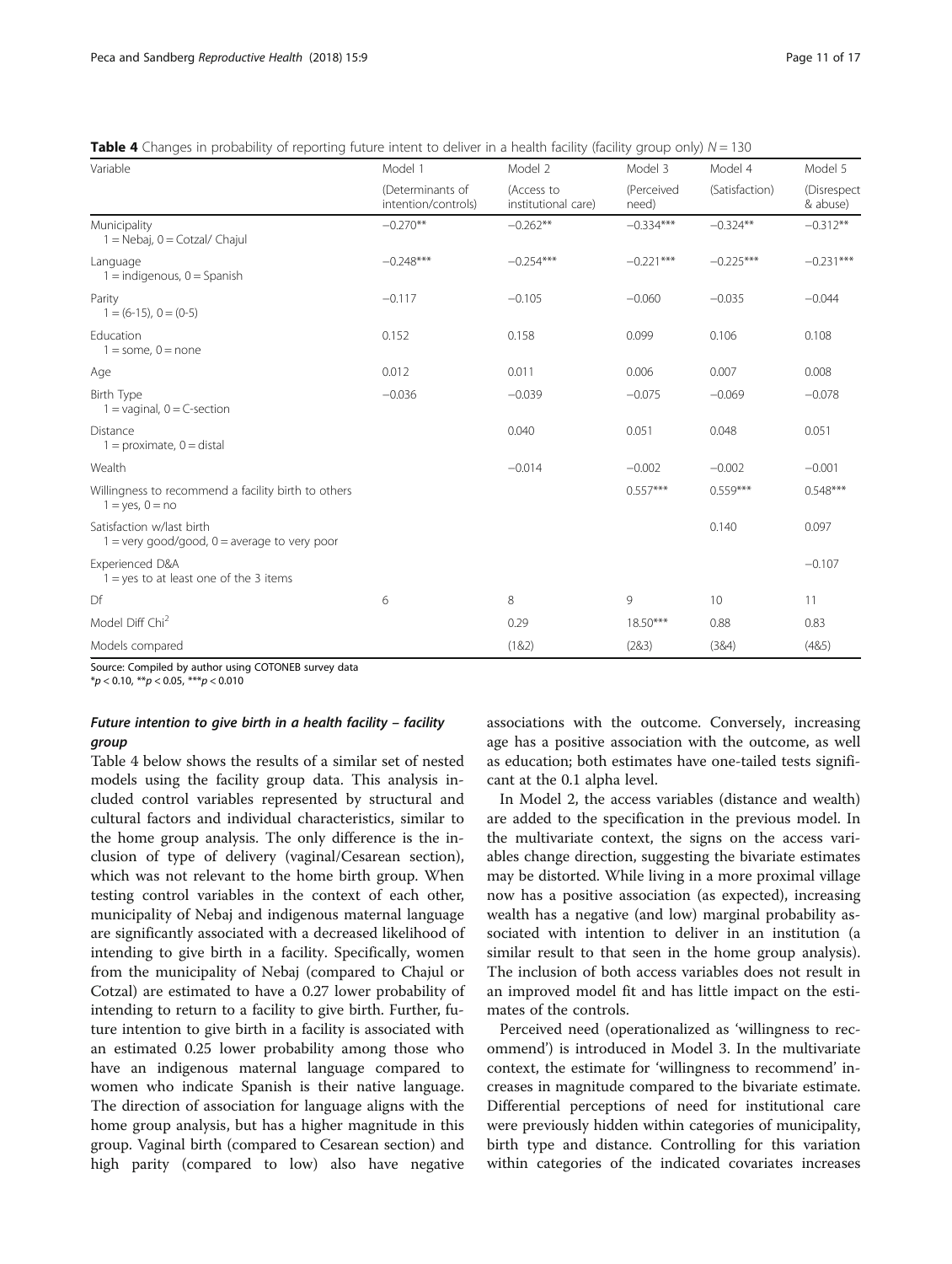**Table 4** Changes in probability of reporting future intent to deliver in a health facility (facility group only) $N = 130$

| Variable | Model 1 | Model 2 | Model 3 | Model 4 | Model 5 |
|---|---|---|---|---|---|
| | (Determinants of intention/controls) | (Access to institutional care) | (Perceived need) | (Satisfaction) | (Disrespect & abuse) |
| Municipality<br>1 = Nebaj, 0 = Cotzal/ Chajul | −0.270** | −0.262** | −0.334*** | −0.324** | −0.312** |
| Language<br>1 = indigenous, 0 = Spanish | −0.248*** | −0.254*** | −0.221*** | −0.225*** | −0.231*** |
| Parity<br>1 = (6-15), 0 = (0-5) | −0.117 | −0.105 | −0.060 | −0.035 | −0.044 |
| Education<br>1 = some, 0 = none | 0.152 | 0.158 | 0.099 | 0.106 | 0.108 |
| Age | 0.012 | 0.011 | 0.006 | 0.007 | 0.008 |
| Birth Type<br>1 = vaginal, 0 = C-section | −0.036 | −0.039 | −0.075 | −0.069 | −0.078 |
| Distance<br>1 = proximate, 0 = distal | | 0.040 | 0.051 | 0.048 | 0.051 |
| Wealth | | −0.014 | −0.002 | −0.002 | −0.001 |
| Willingness to recommend a facility birth to others<br>1 = yes, 0 = no | | | 0.557*** | 0.559*** | 0.548*** |
| Satisfaction w/last birth<br>1 = very good/good, 0 = average to very poor | | | | 0.140 | 0.097 |
| Experienced D&A<br>1 = yes to at least one of the 3 items | | | | | −0.107 |
| Df | 6 | 8 | 9 | 10 | 11 |
| Model Diff Chi$^2$ | | 0.29 | 18.50*** | 0.88 | 0.83 |
| Models compared | | (1&2) | (2&3) | (3&4) | (4&5) |

Source: Compiled by author using COTONEB survey data
*$p < 0.10$, **$p < 0.05$, ***$p < 0.010$

### Future intention to give birth in a health facility – facility group

Table 4 below shows the results of a similar set of nested models using the facility group data. This analysis included control variables represented by structural and cultural factors and individual characteristics, similar to the home group analysis. The only difference is the inclusion of type of delivery (vaginal/Cesarean section), which was not relevant to the home birth group. When testing control variables in the context of each other, municipality of Nebaj and indigenous maternal language are significantly associated with a decreased likelihood of intending to give birth in a facility. Specifically, women from the municipality of Nebaj (compared to Chajul or Cotzal) are estimated to have a 0.27 lower probability of intending to return to a facility to give birth. Further, future intention to give birth in a facility is associated with an estimated 0.25 lower probability among those who have an indigenous maternal language compared to women who indicate Spanish is their native language. The direction of association for language aligns with the home group analysis, but has a higher magnitude in this group. Vaginal birth (compared to Cesarean section) and high parity (compared to low) also have negative associations with the outcome. Conversely, increasing age has a positive association with the outcome, as well as education; both estimates have one-tailed tests significant at the 0.1 alpha level.

In Model 2, the access variables (distance and wealth) are added to the specification in the previous model. In the multivariate context, the signs on the access variables change direction, suggesting the bivariate estimates may be distorted. While living in a more proximal village now has a positive association (as expected), increasing wealth has a negative (and low) marginal probability associated with intention to deliver in an institution (a similar result to that seen in the home group analysis). The inclusion of both access variables does not result in an improved model fit and has little impact on the estimates of the controls.

Perceived need (operationalized as 'willingness to recommend') is introduced in Model 3. In the multivariate context, the estimate for 'willingness to recommend' increases in magnitude compared to the bivariate estimate. Differential perceptions of need for institutional care were previously hidden within categories of municipality, birth type and distance. Controlling for this variation within categories of the indicated covariates increases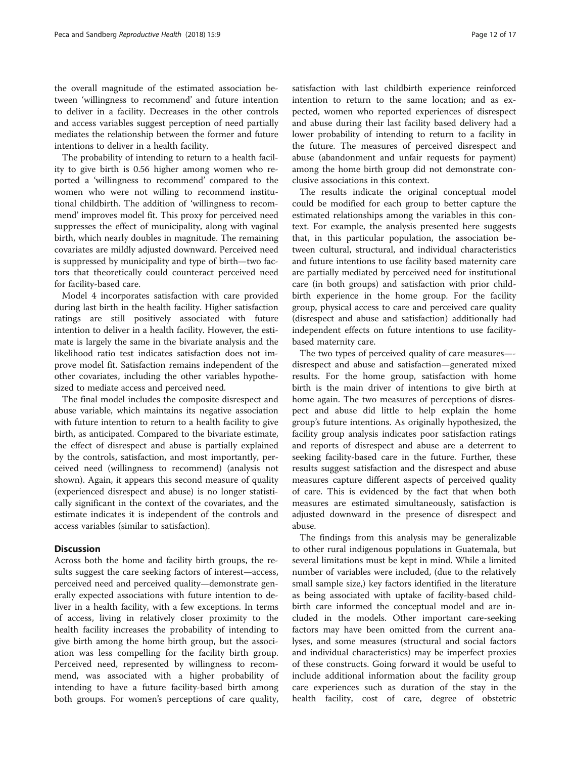the overall magnitude of the estimated association between 'willingness to recommend' and future intention to deliver in a facility. Decreases in the other controls and access variables suggest perception of need partially mediates the relationship between the former and future intentions to deliver in a health facility.

The probability of intending to return to a health facility to give birth is 0.56 higher among women who reported a 'willingness to recommend' compared to the women who were not willing to recommend institutional childbirth. The addition of 'willingness to recommend' improves model fit. This proxy for perceived need suppresses the effect of municipality, along with vaginal birth, which nearly doubles in magnitude. The remaining covariates are mildly adjusted downward. Perceived need is suppressed by municipality and type of birth—two factors that theoretically could counteract perceived need for facility-based care.

Model 4 incorporates satisfaction with care provided during last birth in the health facility. Higher satisfaction ratings are still positively associated with future intention to deliver in a health facility. However, the estimate is largely the same in the bivariate analysis and the likelihood ratio test indicates satisfaction does not improve model fit. Satisfaction remains independent of the other covariates, including the other variables hypothesized to mediate access and perceived need.

The final model includes the composite disrespect and abuse variable, which maintains its negative association with future intention to return to a health facility to give birth, as anticipated. Compared to the bivariate estimate, the effect of disrespect and abuse is partially explained by the controls, satisfaction, and most importantly, perceived need (willingness to recommend) (analysis not shown). Again, it appears this second measure of quality (experienced disrespect and abuse) is no longer statistically significant in the context of the covariates, and the estimate indicates it is independent of the controls and access variables (similar to satisfaction).

## Discussion

Across both the home and facility birth groups, the results suggest the care seeking factors of interest—access, perceived need and perceived quality—demonstrate generally expected associations with future intention to deliver in a health facility, with a few exceptions. In terms of access, living in relatively closer proximity to the health facility increases the probability of intending to give birth among the home birth group, but the association was less compelling for the facility birth group. Perceived need, represented by willingness to recommend, was associated with a higher probability of intending to have a future facility-based birth among both groups. For women's perceptions of care quality, satisfaction with last childbirth experience reinforced intention to return to the same location; and as expected, women who reported experiences of disrespect and abuse during their last facility based delivery had a lower probability of intending to return to a facility in the future. The measures of perceived disrespect and abuse (abandonment and unfair requests for payment) among the home birth group did not demonstrate conclusive associations in this context.

The results indicate the original conceptual model could be modified for each group to better capture the estimated relationships among the variables in this context. For example, the analysis presented here suggests that, in this particular population, the association between cultural, structural, and individual characteristics and future intentions to use facility based maternity care are partially mediated by perceived need for institutional care (in both groups) and satisfaction with prior childbirth experience in the home group. For the facility group, physical access to care and perceived care quality (disrespect and abuse and satisfaction) additionally had independent effects on future intentions to use facility-based maternity care.

The two types of perceived quality of care measures—disrespect and abuse and satisfaction—generated mixed results. For the home group, satisfaction with home birth is the main driver of intentions to give birth at home again. The two measures of perceptions of disrespect and abuse did little to help explain the home group's future intentions. As originally hypothesized, the facility group analysis indicates poor satisfaction ratings and reports of disrespect and abuse are a deterrent to seeking facility-based care in the future. Further, these results suggest satisfaction and the disrespect and abuse measures capture different aspects of perceived quality of care. This is evidenced by the fact that when both measures are estimated simultaneously, satisfaction is adjusted downward in the presence of disrespect and abuse.

The findings from this analysis may be generalizable to other rural indigenous populations in Guatemala, but several limitations must be kept in mind. While a limited number of variables were included, (due to the relatively small sample size,) key factors identified in the literature as being associated with uptake of facility-based childbirth care informed the conceptual model and are included in the models. Other important care-seeking factors may have been omitted from the current analyses, and some measures (structural and social factors and individual characteristics) may be imperfect proxies of these constructs. Going forward it would be useful to include additional information about the facility group care experiences such as duration of the stay in the health facility, cost of care, degree of obstetric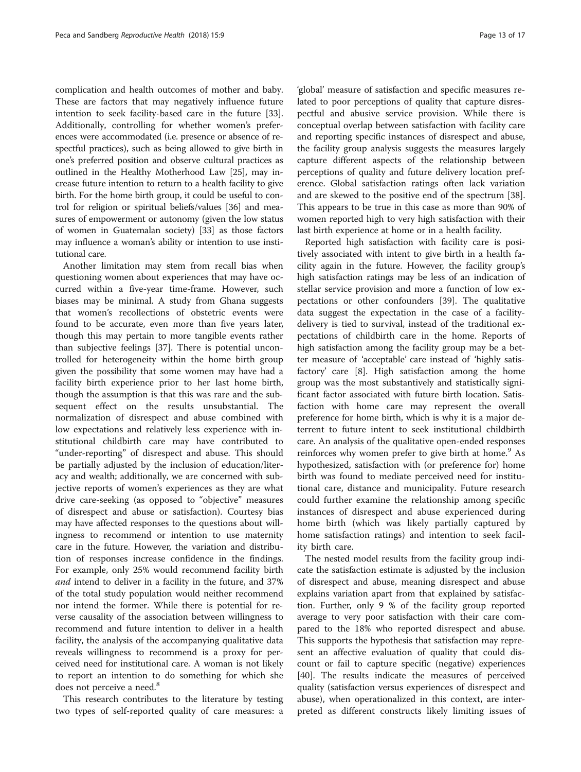complication and health outcomes of mother and baby. These are factors that may negatively influence future intention to seek facility-based care in the future [33]. Additionally, controlling for whether women's preferences were accommodated (i.e. presence or absence of respectful practices), such as being allowed to give birth in one's preferred position and observe cultural practices as outlined in the Healthy Motherhood Law [25], may increase future intention to return to a health facility to give birth. For the home birth group, it could be useful to control for religion or spiritual beliefs/values [36] and measures of empowerment or autonomy (given the low status of women in Guatemalan society) [33] as those factors may influence a woman's ability or intention to use institutional care.

Another limitation may stem from recall bias when questioning women about experiences that may have occurred within a five-year time-frame. However, such biases may be minimal. A study from Ghana suggests that women's recollections of obstetric events were found to be accurate, even more than five years later, though this may pertain to more tangible events rather than subjective feelings [37]. There is potential uncontrolled for heterogeneity within the home birth group given the possibility that some women may have had a facility birth experience prior to her last home birth, though the assumption is that this was rare and the subsequent effect on the results unsubstantial. The normalization of disrespect and abuse combined with low expectations and relatively less experience with institutional childbirth care may have contributed to "under-reporting" of disrespect and abuse. This should be partially adjusted by the inclusion of education/literacy and wealth; additionally, we are concerned with subjective reports of women's experiences as they are what drive care-seeking (as opposed to "objective" measures of disrespect and abuse or satisfaction). Courtesy bias may have affected responses to the questions about willingness to recommend or intention to use maternity care in the future. However, the variation and distribution of responses increase confidence in the findings. For example, only 25% would recommend facility birth *and* intend to deliver in a facility in the future, and 37% of the total study population would neither recommend nor intend the former. While there is potential for reverse causality of the association between willingness to recommend and future intention to deliver in a health facility, the analysis of the accompanying qualitative data reveals willingness to recommend is a proxy for perceived need for institutional care. A woman is not likely to report an intention to do something for which she does not perceive a need.[8]

This research contributes to the literature by testing two types of self-reported quality of care measures: a 'global' measure of satisfaction and specific measures related to poor perceptions of quality that capture disrespectful and abusive service provision. While there is conceptual overlap between satisfaction with facility care and reporting specific instances of disrespect and abuse, the facility group analysis suggests the measures largely capture different aspects of the relationship between perceptions of quality and future delivery location preference. Global satisfaction ratings often lack variation and are skewed to the positive end of the spectrum [38]. This appears to be true in this case as more than 90% of women reported high to very high satisfaction with their last birth experience at home or in a health facility.

Reported high satisfaction with facility care is positively associated with intent to give birth in a health facility again in the future. However, the facility group's high satisfaction ratings may be less of an indication of stellar service provision and more a function of low expectations or other confounders [39]. The qualitative data suggest the expectation in the case of a facility-delivery is tied to survival, instead of the traditional expectations of childbirth care in the home. Reports of high satisfaction among the facility group may be a better measure of 'acceptable' care instead of 'highly satisfactory' care [8]. High satisfaction among the home group was the most substantively and statistically significant factor associated with future birth location. Satisfaction with home care may represent the overall preference for home birth, which is why it is a major deterrent to future intent to seek institutional childbirth care. An analysis of the qualitative open-ended responses reinforces why women prefer to give birth at home.[9] As hypothesized, satisfaction with (or preference for) home birth was found to mediate perceived need for institutional care, distance and municipality. Future research could further examine the relationship among specific instances of disrespect and abuse experienced during home birth (which was likely partially captured by home satisfaction ratings) and intention to seek facility birth care.

The nested model results from the facility group indicate the satisfaction estimate is adjusted by the inclusion of disrespect and abuse, meaning disrespect and abuse explains variation apart from that explained by satisfaction. Further, only 9 % of the facility group reported average to very poor satisfaction with their care compared to the 18% who reported disrespect and abuse. This supports the hypothesis that satisfaction may represent an affective evaluation of quality that could discount or fail to capture specific (negative) experiences [40]. The results indicate the measures of perceived quality (satisfaction versus experiences of disrespect and abuse), when operationalized in this context, are interpreted as different constructs likely limiting issues of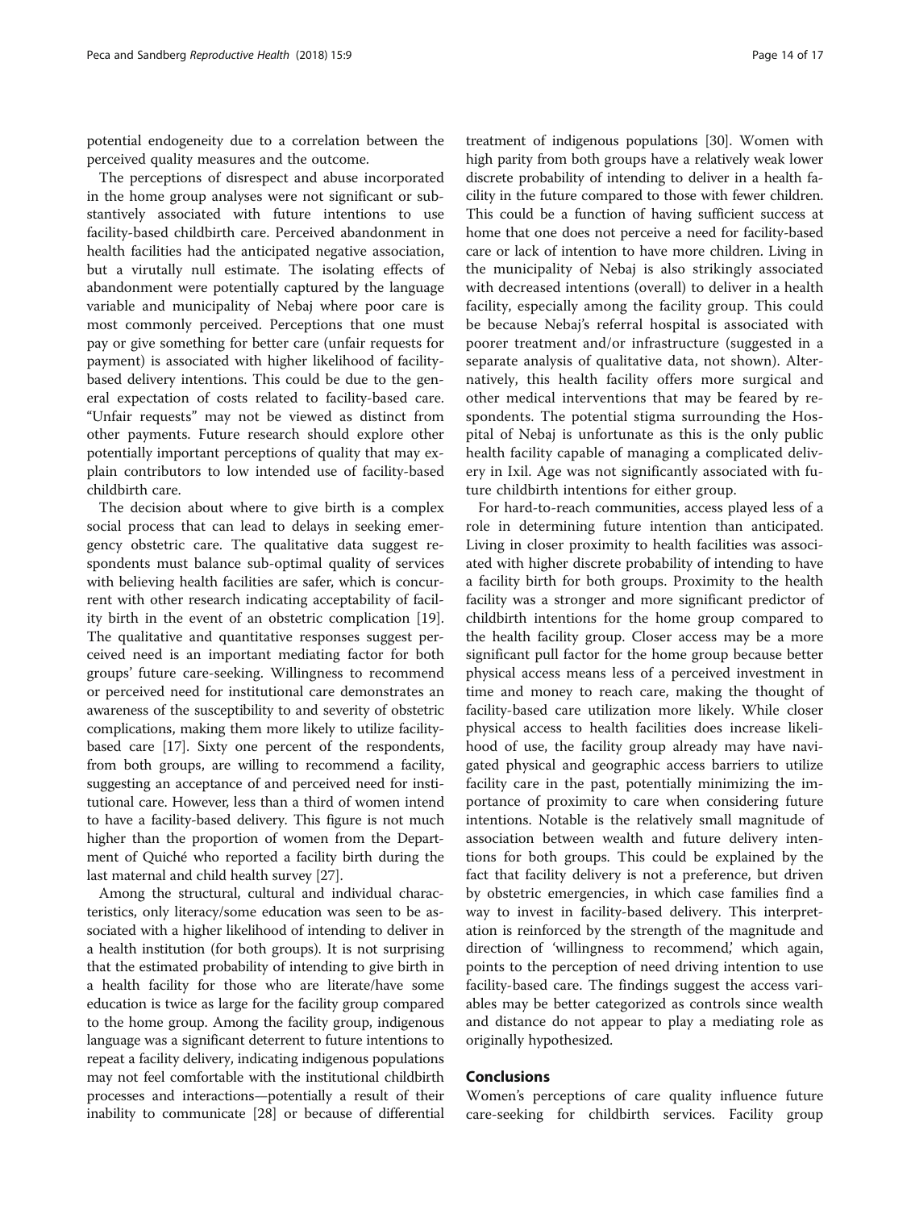potential endogeneity due to a correlation between the perceived quality measures and the outcome.

The perceptions of disrespect and abuse incorporated in the home group analyses were not significant or substantively associated with future intentions to use facility-based childbirth care. Perceived abandonment in health facilities had the anticipated negative association, but a virutally null estimate. The isolating effects of abandonment were potentially captured by the language variable and municipality of Nebaj where poor care is most commonly perceived. Perceptions that one must pay or give something for better care (unfair requests for payment) is associated with higher likelihood of facility-based delivery intentions. This could be due to the general expectation of costs related to facility-based care. "Unfair requests" may not be viewed as distinct from other payments. Future research should explore other potentially important perceptions of quality that may explain contributors to low intended use of facility-based childbirth care.

The decision about where to give birth is a complex social process that can lead to delays in seeking emergency obstetric care. The qualitative data suggest respondents must balance sub-optimal quality of services with believing health facilities are safer, which is concurrent with other research indicating acceptability of facility birth in the event of an obstetric complication [19]. The qualitative and quantitative responses suggest perceived need is an important mediating factor for both groups' future care-seeking. Willingness to recommend or perceived need for institutional care demonstrates an awareness of the susceptibility to and severity of obstetric complications, making them more likely to utilize facility-based care [17]. Sixty one percent of the respondents, from both groups, are willing to recommend a facility, suggesting an acceptance of and perceived need for institutional care. However, less than a third of women intend to have a facility-based delivery. This figure is not much higher than the proportion of women from the Department of Quiché who reported a facility birth during the last maternal and child health survey [27].

Among the structural, cultural and individual characteristics, only literacy/some education was seen to be associated with a higher likelihood of intending to deliver in a health institution (for both groups). It is not surprising that the estimated probability of intending to give birth in a health facility for those who are literate/have some education is twice as large for the facility group compared to the home group. Among the facility group, indigenous language was a significant deterrent to future intentions to repeat a facility delivery, indicating indigenous populations may not feel comfortable with the institutional childbirth processes and interactions—potentially a result of their inability to communicate [28] or because of differential treatment of indigenous populations [30]. Women with high parity from both groups have a relatively weak lower discrete probability of intending to deliver in a health facility in the future compared to those with fewer children. This could be a function of having sufficient success at home that one does not perceive a need for facility-based care or lack of intention to have more children. Living in the municipality of Nebaj is also strikingly associated with decreased intentions (overall) to deliver in a health facility, especially among the facility group. This could be because Nebaj's referral hospital is associated with poorer treatment and/or infrastructure (suggested in a separate analysis of qualitative data, not shown). Alternatively, this health facility offers more surgical and other medical interventions that may be feared by respondents. The potential stigma surrounding the Hospital of Nebaj is unfortunate as this is the only public health facility capable of managing a complicated delivery in Ixil. Age was not significantly associated with future childbirth intentions for either group.

For hard-to-reach communities, access played less of a role in determining future intention than anticipated. Living in closer proximity to health facilities was associated with higher discrete probability of intending to have a facility birth for both groups. Proximity to the health facility was a stronger and more significant predictor of childbirth intentions for the home group compared to the health facility group. Closer access may be a more significant pull factor for the home group because better physical access means less of a perceived investment in time and money to reach care, making the thought of facility-based care utilization more likely. While closer physical access to health facilities does increase likelihood of use, the facility group already may have navigated physical and geographic access barriers to utilize facility care in the past, potentially minimizing the importance of proximity to care when considering future intentions. Notable is the relatively small magnitude of association between wealth and future delivery intentions for both groups. This could be explained by the fact that facility delivery is not a preference, but driven by obstetric emergencies, in which case families find a way to invest in facility-based delivery. This interpretation is reinforced by the strength of the magnitude and direction of 'willingness to recommend,' which again, points to the perception of need driving intention to use facility-based care. The findings suggest the access variables may be better categorized as controls since wealth and distance do not appear to play a mediating role as originally hypothesized.

## Conclusions

Women's perceptions of care quality influence future care-seeking for childbirth services. Facility group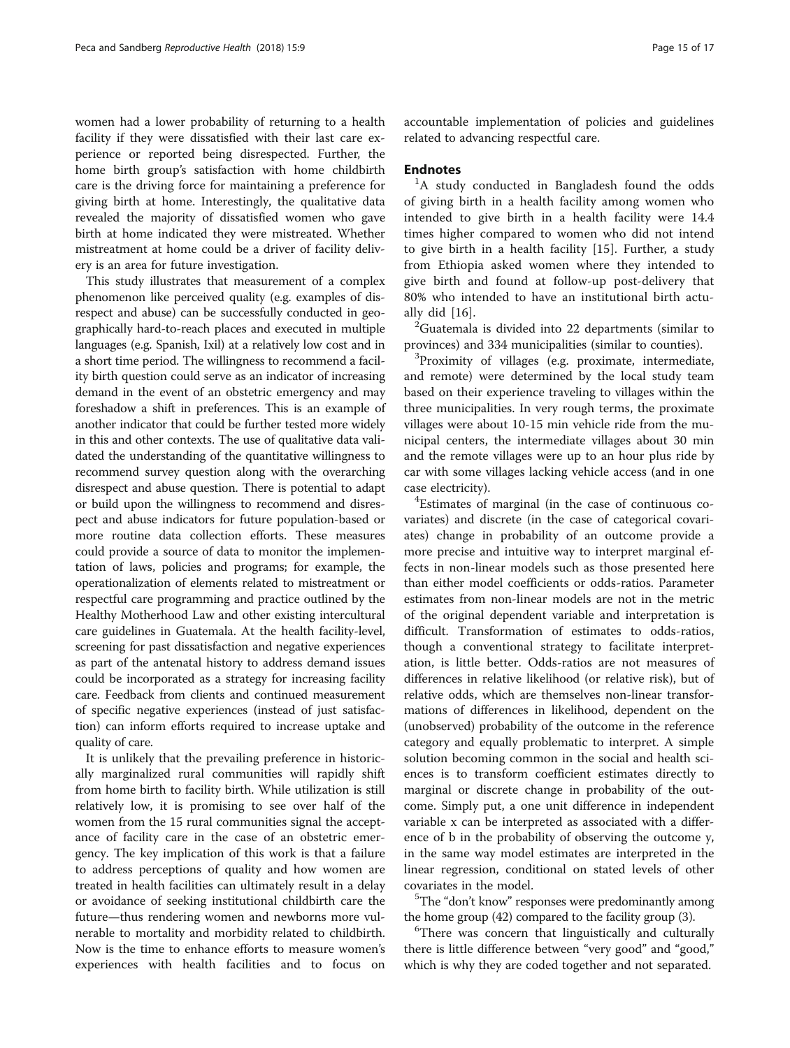women had a lower probability of returning to a health facility if they were dissatisfied with their last care experience or reported being disrespected. Further, the home birth group's satisfaction with home childbirth care is the driving force for maintaining a preference for giving birth at home. Interestingly, the qualitative data revealed the majority of dissatisfied women who gave birth at home indicated they were mistreated. Whether mistreatment at home could be a driver of facility delivery is an area for future investigation.

This study illustrates that measurement of a complex phenomenon like perceived quality (e.g. examples of disrespect and abuse) can be successfully conducted in geographically hard-to-reach places and executed in multiple languages (e.g. Spanish, Ixil) at a relatively low cost and in a short time period. The willingness to recommend a facility birth question could serve as an indicator of increasing demand in the event of an obstetric emergency and may foreshadow a shift in preferences. This is an example of another indicator that could be further tested more widely in this and other contexts. The use of qualitative data validated the understanding of the quantitative willingness to recommend survey question along with the overarching disrespect and abuse question. There is potential to adapt or build upon the willingness to recommend and disrespect and abuse indicators for future population-based or more routine data collection efforts. These measures could provide a source of data to monitor the implementation of laws, policies and programs; for example, the operationalization of elements related to mistreatment or respectful care programming and practice outlined by the Healthy Motherhood Law and other existing intercultural care guidelines in Guatemala. At the health facility-level, screening for past dissatisfaction and negative experiences as part of the antenatal history to address demand issues could be incorporated as a strategy for increasing facility care. Feedback from clients and continued measurement of specific negative experiences (instead of just satisfaction) can inform efforts required to increase uptake and quality of care.

It is unlikely that the prevailing preference in historically marginalized rural communities will rapidly shift from home birth to facility birth. While utilization is still relatively low, it is promising to see over half of the women from the 15 rural communities signal the acceptance of facility care in the case of an obstetric emergency. The key implication of this work is that a failure to address perceptions of quality and how women are treated in health facilities can ultimately result in a delay or avoidance of seeking institutional childbirth care the future—thus rendering women and newborns more vulnerable to mortality and morbidity related to childbirth. Now is the time to enhance efforts to measure women's experiences with health facilities and to focus on accountable implementation of policies and guidelines related to advancing respectful care.

## Endnotes

[1]A study conducted in Bangladesh found the odds of giving birth in a health facility among women who intended to give birth in a health facility were 14.4 times higher compared to women who did not intend to give birth in a health facility [15]. Further, a study from Ethiopia asked women where they intended to give birth and found at follow-up post-delivery that 80% who intended to have an institutional birth actually did [16].

[2]Guatemala is divided into 22 departments (similar to provinces) and 334 municipalities (similar to counties).

[3]Proximity of villages (e.g. proximate, intermediate, and remote) were determined by the local study team based on their experience traveling to villages within the three municipalities. In very rough terms, the proximate villages were about 10-15 min vehicle ride from the municipal centers, the intermediate villages about 30 min and the remote villages were up to an hour plus ride by car with some villages lacking vehicle access (and in one case electricity).

[4]Estimates of marginal (in the case of continuous covariates) and discrete (in the case of categorical covariates) change in probability of an outcome provide a more precise and intuitive way to interpret marginal effects in non-linear models such as those presented here than either model coefficients or odds-ratios. Parameter estimates from non-linear models are not in the metric of the original dependent variable and interpretation is difficult. Transformation of estimates to odds-ratios, though a conventional strategy to facilitate interpretation, is little better. Odds-ratios are not measures of differences in relative likelihood (or relative risk), but of relative odds, which are themselves non-linear transformations of differences in likelihood, dependent on the (unobserved) probability of the outcome in the reference category and equally problematic to interpret. A simple solution becoming common in the social and health sciences is to transform coefficient estimates directly to marginal or discrete change in probability of the outcome. Simply put, a one unit difference in independent variable $x$ can be interpreted as associated with a difference of $b$ in the probability of observing the outcome $y$, in the same way model estimates are interpreted in the linear regression, conditional on stated levels of other covariates in the model.

[5]The "don't know" responses were predominantly among the home group (42) compared to the facility group (3).

[6]There was concern that linguistically and culturally there is little difference between "very good" and "good," which is why they are coded together and not separated.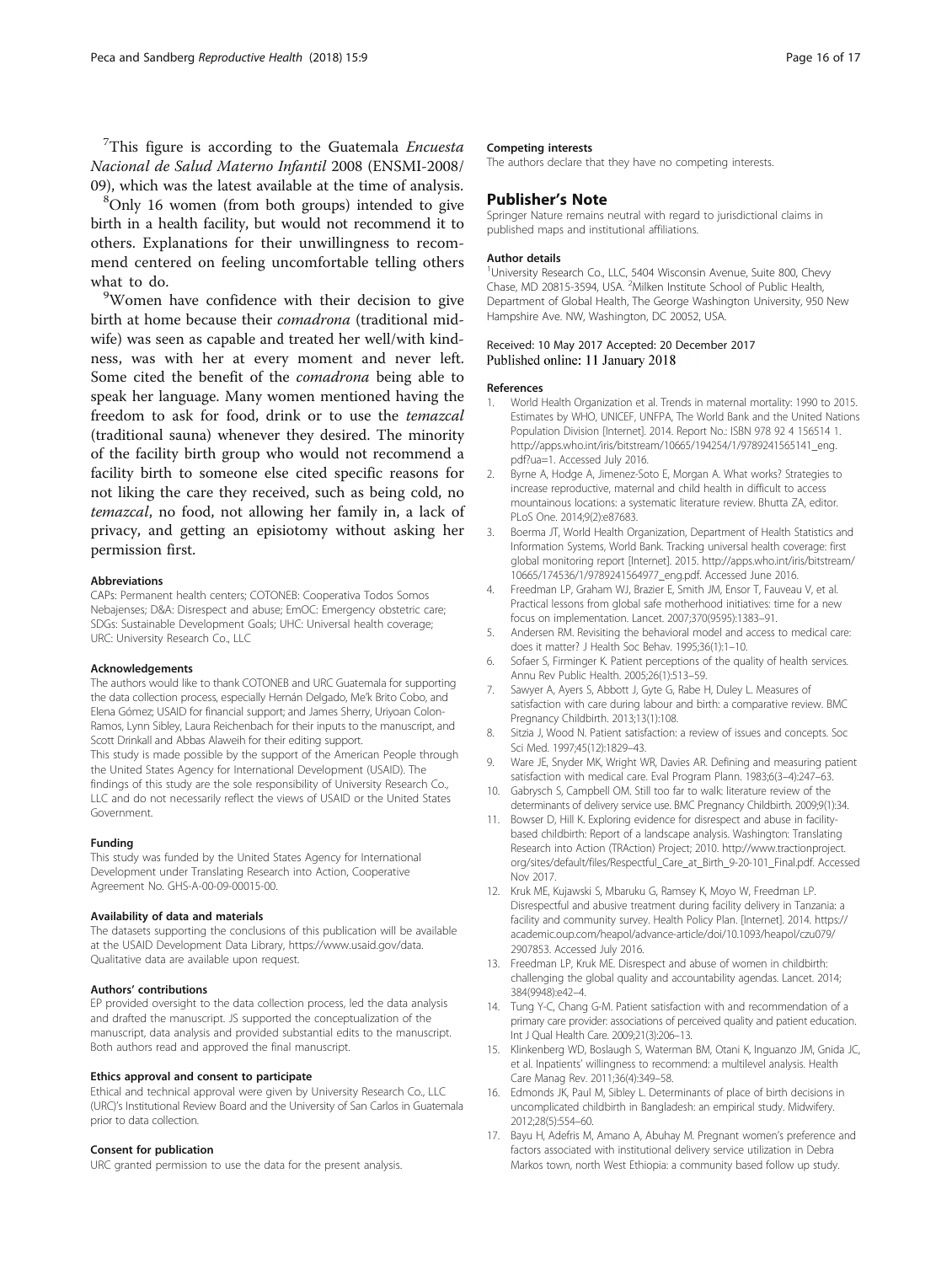[7]This figure is according to the Guatemala *Encuesta Nacional de Salud Materno Infantil* 2008 (ENSMI-2008/09), which was the latest available at the time of analysis.

[8]Only 16 women (from both groups) intended to give birth in a health facility, but would not recommend it to others. Explanations for their unwillingness to recommend centered on feeling uncomfortable telling others what to do.

[9]Women have confidence with their decision to give birth at home because their *comadrona* (traditional midwife) was seen as capable and treated her well/with kindness, was with her at every moment and never left. Some cited the benefit of the *comadrona* being able to speak her language. Many women mentioned having the freedom to ask for food, drink or to use the *temazcal* (traditional sauna) whenever they desired. The minority of the facility birth group who would not recommend a facility birth to someone else cited specific reasons for not liking the care they received, such as being cold, no *temazcal*, no food, not allowing her family in, a lack of privacy, and getting an episiotomy without asking her permission first.

#### Abbreviations

CAPs: Permanent health centers; COTONEB: Cooperativa Todos Somos Nebajenses; D&A: Disrespect and abuse; EmOC: Emergency obstetric care; SDGs: Sustainable Development Goals; UHC: Universal health coverage; URC: University Research Co., LLC

#### Acknowledgements

The authors would like to thank COTONEB and URC Guatemala for supporting the data collection process, especially Hernán Delgado, Me'k Brito Cobo, and Elena Gómez; USAID for financial support; and James Sherry, Uriyoan Colon-Ramos, Lynn Sibley, Laura Reichenbach for their inputs to the manuscript, and Scott Drinkall and Abbas Alaweih for their editing support.

This study is made possible by the support of the American People through the United States Agency for International Development (USAID). The findings of this study are the sole responsibility of University Research Co., LLC and do not necessarily reflect the views of USAID or the United States Government.

#### Funding

This study was funded by the United States Agency for International Development under Translating Research into Action, Cooperative Agreement No. GHS-A-00-09-00015-00.

#### Availability of data and materials

The datasets supporting the conclusions of this publication will be available at the USAID Development Data Library, https://www.usaid.gov/data. Qualitative data are available upon request.

#### Authors' contributions

EP provided oversight to the data collection process, led the data analysis and drafted the manuscript. JS supported the conceptualization of the manuscript, data analysis and provided substantial edits to the manuscript. Both authors read and approved the final manuscript.

#### Ethics approval and consent to participate

Ethical and technical approval were given by University Research Co., LLC (URC)'s Institutional Review Board and the University of San Carlos in Guatemala prior to data collection.

#### Consent for publication

URC granted permission to use the data for the present analysis.

#### Competing interests

The authors declare that they have no competing interests.

## Publisher's Note

Springer Nature remains neutral with regard to jurisdictional claims in published maps and institutional affiliations.

#### Author details

[1]University Research Co., LLC, 5404 Wisconsin Avenue, Suite 800, Chevy Chase, MD 20815-3594, USA. [2]Milken Institute School of Public Health, Department of Global Health, The George Washington University, 950 New Hampshire Ave. NW, Washington, DC 20052, USA.

Received: 10 May 2017 Accepted: 20 December 2017
Published online: 11 January 2018

#### References

1. World Health Organization et al. Trends in maternal mortality: 1990 to 2015. Estimates by WHO, UNICEF, UNFPA, The World Bank and the United Nations Population Division [Internet]. 2014. Report No.: ISBN 978 92 4 156514 1. http://apps.who.int/iris/bitstream/10665/194254/1/9789241565141_eng.pdf?ua=1. Accessed July 2016.
2. Byrne A, Hodge A, Jimenez-Soto E, Morgan A. What works? Strategies to increase reproductive, maternal and child health in difficult to access mountainous locations: a systematic literature review. Bhutta ZA, editor. PLoS One. 2014;9(2):e87683.
3. Boerma JT, World Health Organization, Department of Health Statistics and Information Systems, World Bank. Tracking universal health coverage: first global monitoring report [Internet]. 2015. http://apps.who.int/iris/bitstream/10665/174536/1/9789241564977_eng.pdf. Accessed June 2016.
4. Freedman LP, Graham WJ, Brazier E, Smith JM, Ensor T, Fauveau V, et al. Practical lessons from global safe motherhood initiatives: time for a new focus on implementation. Lancet. 2007;370(9595):1383–91.
5. Andersen RM. Revisiting the behavioral model and access to medical care: does it matter? J Health Soc Behav. 1995;36(1):1–10.
6. Sofaer S, Firminger K. Patient perceptions of the quality of health services. Annu Rev Public Health. 2005;26(1):513–59.
7. Sawyer A, Ayers S, Abbott J, Gyte G, Rabe H, Duley L. Measures of satisfaction with care during labour and birth: a comparative review. BMC Pregnancy Childbirth. 2013;13(1):108.
8. Sitzia J, Wood N. Patient satisfaction: a review of issues and concepts. Soc Sci Med. 1997;45(12):1829–43.
9. Ware JE, Snyder MK, Wright WR, Davies AR. Defining and measuring patient satisfaction with medical care. Eval Program Plann. 1983;6(3–4):247–63.
10. Gabrysch S, Campbell OM. Still too far to walk: literature review of the determinants of delivery service use. BMC Pregnancy Childbirth. 2009;9(1):34.
11. Bowser D, Hill K. Exploring evidence for disrespect and abuse in facility-based childbirth: Report of a landscape analysis. Washington: Translating Research into Action (TRAction) Project; 2010. http://www.tractionproject.org/sites/default/files/Respectful_Care_at_Birth_9-20-101_Final.pdf. Accessed Nov 2017.
12. Kruk ME, Kujawski S, Mbaruku G, Ramsey K, Moyo W, Freedman LP. Disrespectful and abusive treatment during facility delivery in Tanzania: a facility and community survey. Health Policy Plan. [Internet]. 2014. https://academic.oup.com/heapol/advance-article/doi/10.1093/heapol/czu079/2907853. Accessed July 2016.
13. Freedman LP, Kruk ME. Disrespect and abuse of women in childbirth: challenging the global quality and accountability agendas. Lancet. 2014;384(9948):e42–4.
14. Tung Y-C, Chang G-M. Patient satisfaction with and recommendation of a primary care provider: associations of perceived quality and patient education. Int J Qual Health Care. 2009;21(3):206–13.
15. Klinkenberg WD, Boslaugh S, Waterman BM, Otani K, Inguanzo JM, Gnida JC, et al. Inpatients' willingness to recommend: a multilevel analysis. Health Care Manag Rev. 2011;36(4):349–58.
16. Edmonds JK, Paul M, Sibley L. Determinants of place of birth decisions in uncomplicated childbirth in Bangladesh: an empirical study. Midwifery. 2012;28(5):554–60.
17. Bayu H, Adefris M, Amano A, Abuhay M. Pregnant women's preference and factors associated with institutional delivery service utilization in Debra Markos town, north West Ethiopia: a community based follow up study.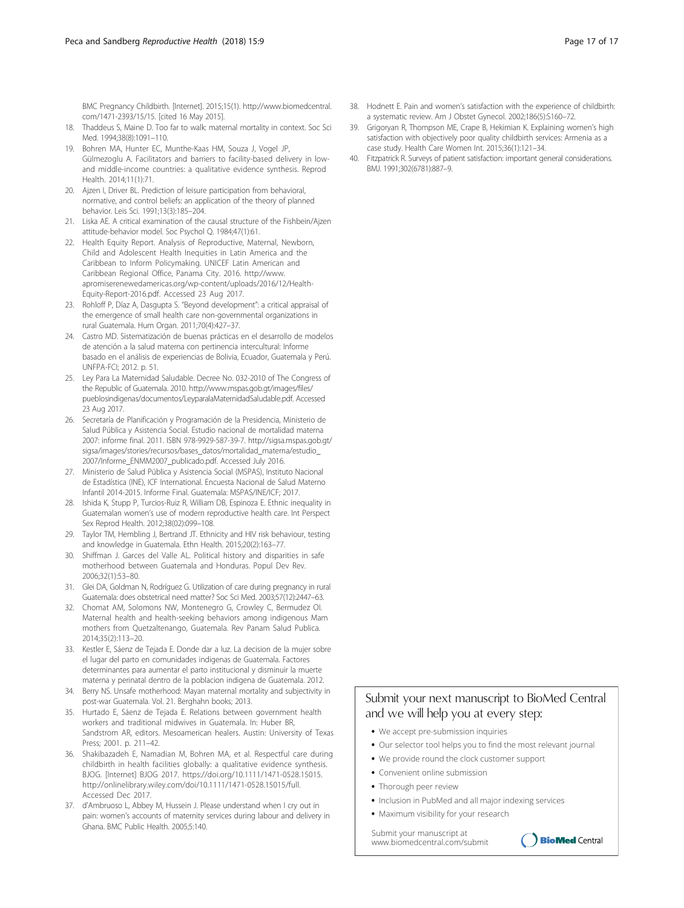BMC Pregnancy Childbirth. [Internet]. 2015;15(1). http://www.biomedcentral.com/1471-2393/15/15. [cited 16 May 2015].

18. Thaddeus S, Maine D. Too far to walk: maternal mortality in context. Soc Sci Med. 1994;38(8):1091–110.
19. Bohren MA, Hunter EC, Munthe-Kaas HM, Souza J, Vogel JP, Gülmezoglu A. Facilitators and barriers to facility-based delivery in low- and middle-income countries: a qualitative evidence synthesis. Reprod Health. 2014;11(1):71.
20. Ajzen I, Driver BL. Prediction of leisure participation from behavioral, normative, and control beliefs: an application of the theory of planned behavior. Leis Sci. 1991;13(3):185–204.
21. Liska AE. A critical examination of the causal structure of the Fishbein/Ajzen attitude-behavior model. Soc Psychol Q. 1984;47(1):61.
22. Health Equity Report. Analysis of Reproductive, Maternal, Newborn, Child and Adolescent Health Inequities in Latin America and the Caribbean to Inform Policymaking. UNICEF Latin American and Caribbean Regional Office, Panama City. 2016. http://www.apromiserenewedamericas.org/wp-content/uploads/2016/12/Health-Equity-Report-2016.pdf. Accessed 23 Aug 2017.
23. Rohloff P, Díaz A, Dasgupta S. "Beyond development": a critical appraisal of the emergence of small health care non-governmental organizations in rural Guatemala. Hum Organ. 2011;70(4):427–37.
24. Castro MD. Sistematización de buenas prácticas en el desarrollo de modelos de atención a la salud materna con pertinencia intercultural: Informe basado en el análisis de experiencias de Bolivia, Ecuador, Guatemala y Perú. UNFPA-FCI; 2012. p. 51.
25. Ley Para La Maternidad Saludable. Decree No. 032-2010 of The Congress of the Republic of Guatemala. 2010. http://www.mspas.gob.gt/images/files/pueblosindigenas/documentos/LeyparalaMaternidadSaludable.pdf. Accessed 23 Aug 2017.
26. Secretaría de Planificación y Programación de la Presidencia, Ministerio de Salud Pública y Asistencia Social. Estudio nacional de mortalidad materna 2007: informe final. 2011. ISBN 978-9929-587-39-7. http://sigsa.mspas.gob.gt/sigsa/images/stories/recursos/bases_datos/mortalidad_materna/estudio_2007/Informe_ENMM2007_publicado.pdf. Accessed July 2016.
27. Ministerio de Salud Pública y Asistencia Social (MSPAS), Instituto Nacional de Estadística (INE), ICF International. Encuesta Nacional de Salud Materno Infantil 2014-2015. Informe Final. Guatemala: MSPAS/INE/ICF; 2017.
28. Ishida K, Stupp P, Turcios-Ruiz R, William DB, Espinoza E. Ethnic inequality in Guatemalan women's use of modern reproductive health care. Int Perspect Sex Reprod Health. 2012;38(02):099–108.
29. Taylor TM, Hembling J, Bertrand JT. Ethnicity and HIV risk behaviour, testing and knowledge in Guatemala. Ethn Health. 2015;20(2):163–77.
30. Shiffman J. Garces del Valle AL. Political history and disparities in safe motherhood between Guatemala and Honduras. Popul Dev Rev. 2006;32(1):53–80.
31. Glei DA, Goldman N, Rodríguez G. Utilization of care during pregnancy in rural Guatemala: does obstetrical need matter? Soc Sci Med. 2003;57(12):2447–63.
32. Chomat AM, Solomons NW, Montenegro G, Crowley C, Bermudez OI. Maternal health and health-seeking behaviors among indigenous Mam mothers from Quetzaltenango, Guatemala. Rev Panam Salud Publica. 2014;35(2):113–20.
33. Kestler E, Sáenz de Tejada E. Donde dar a luz. La decision de la mujer sobre el lugar del parto en comunidades indigenas de Guatemala. Factores determinantes para aumentar el parto institucional y disminuir la muerte materna y perinatal dentro de la poblacion indigena de Guatemala. 2012.
34. Berry NS. Unsafe motherhood: Mayan maternal mortality and subjectivity in post-war Guatemala. Vol. 21. Berghahn books; 2013.
35. Hurtado E, Sáenz de Tejada E. Relations between government health workers and traditional midwives in Guatemala. In: Huber BR, Sandstrom AR, editors. Mesoamerican healers. Austin: University of Texas Press; 2001. p. 211–42.
36. Shakibazadeh E, Namadian M, Bohren MA, et al. Respectful care during childbirth in health facilities globally: a qualitative evidence synthesis. BJOG. [Internet] BJOG 2017. https://doi.org/10.1111/1471-0528.15015. http://onlinelibrary.wiley.com/doi/10.1111/1471-0528.15015/full. Accessed Dec 2017.
37. d'Ambruoso L, Abbey M, Hussein J. Please understand when I cry out in pain: women's accounts of maternity services during labour and delivery in Ghana. BMC Public Health. 2005;5:140.
38. Hodnett E. Pain and women's satisfaction with the experience of childbirth: a systematic review. Am J Obstet Gynecol. 2002;186(5):S160–72.
39. Grigoryan R, Thompson ME, Crape B, Hekimian K. Explaining women's high satisfaction with objectively poor quality childbirth services: Armenia as a case study. Health Care Women Int. 2015;36(1):121–34.
40. Fitzpatrick R. Surveys of patient satisfaction: important general considerations. BMJ. 1991;302(6781):887–9.

Submit your next manuscript to BioMed Central and we will help you at every step:

- We accept pre-submission inquiries
- Our selector tool helps you to find the most relevant journal
- We provide round the clock customer support
- Convenient online submission
- Thorough peer review
- Inclusion in PubMed and all major indexing services
- Maximum visibility for your research

Submit your manuscript at www.biomedcentral.com/submit

BioMed Central